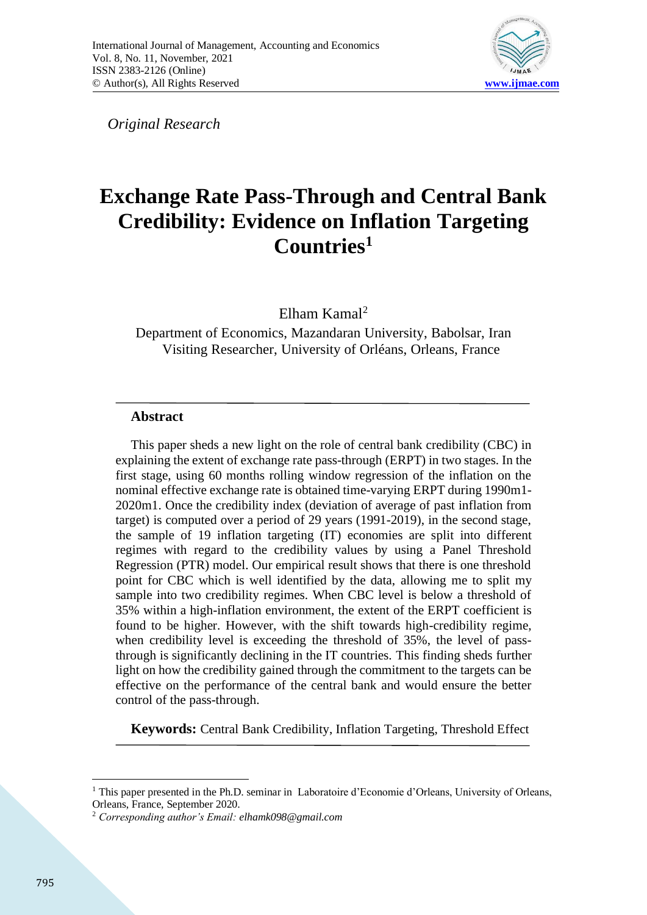*Original Research*

# Exchange Rate Pass-Through and Central Bank Credibility: Evidence on Inflation Targeting Countries[1]

Elham Kamal[2]

Department of Economics, Mazandaran University, Babolsar, Iran
Visiting Researcher, University of Orléans, Orleans, France

---

### Abstract

This paper sheds a new light on the role of central bank credibility (CBC) in explaining the extent of exchange rate pass-through (ERPT) in two stages. In the first stage, using 60 months rolling window regression of the inflation on the nominal effective exchange rate is obtained time-varying ERPT during 1990m1-2020m1. Once the credibility index (deviation of average of past inflation from target) is computed over a period of 29 years (1991-2019), in the second stage, the sample of 19 inflation targeting (IT) economies are split into different regimes with regard to the credibility values by using a Panel Threshold Regression (PTR) model. Our empirical result shows that there is one threshold point for CBC which is well identified by the data, allowing me to split my sample into two credibility regimes. When CBC level is below a threshold of 35% within a high-inflation environment, the extent of the ERPT coefficient is found to be higher. However, with the shift towards high-credibility regime, when credibility level is exceeding the threshold of 35%, the level of pass-through is significantly declining in the IT countries. This finding sheds further light on how the credibility gained through the commitment to the targets can be effective on the performance of the central bank and would ensure the better control of the pass-through.

**Keywords:** Central Bank Credibility, Inflation Targeting, Threshold Effect

---

[1] This paper presented in the Ph.D. seminar in Laboratoire d'Economie d'Orleans, University of Orleans, Orleans, France, September 2020.

[2] *Corresponding author's Email: elhamk098@gmail.com*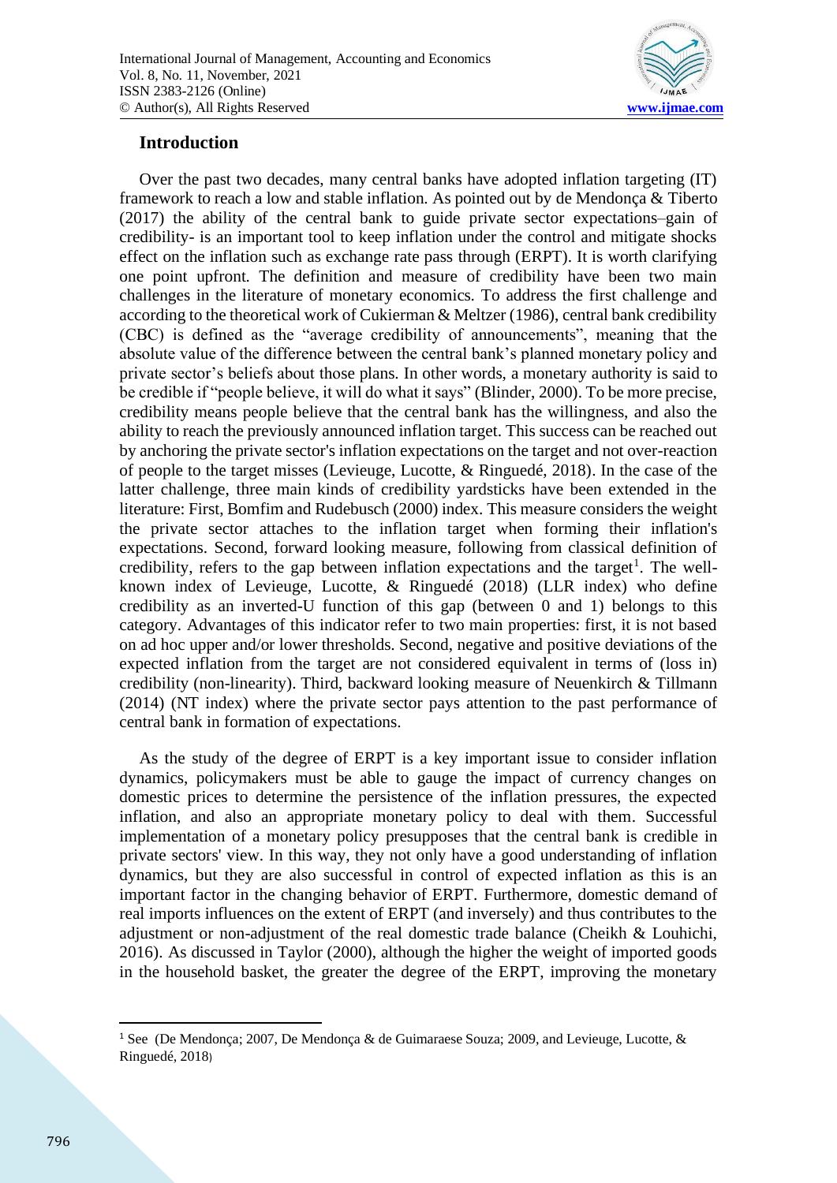## Introduction

Over the past two decades, many central banks have adopted inflation targeting (IT) framework to reach a low and stable inflation. As pointed out by de Mendonça & Tiberto (2017) the ability of the central bank to guide private sector expectations–gain of credibility- is an important tool to keep inflation under the control and mitigate shocks effect on the inflation such as exchange rate pass through (ERPT). It is worth clarifying one point upfront. The definition and measure of credibility have been two main challenges in the literature of monetary economics. To address the first challenge and according to the theoretical work of Cukierman & Meltzer (1986), central bank credibility (CBC) is defined as the "average credibility of announcements", meaning that the absolute value of the difference between the central bank's planned monetary policy and private sector's beliefs about those plans. In other words, a monetary authority is said to be credible if "people believe, it will do what it says" (Blinder, 2000). To be more precise, credibility means people believe that the central bank has the willingness, and also the ability to reach the previously announced inflation target. This success can be reached out by anchoring the private sector's inflation expectations on the target and not over-reaction of people to the target misses (Levieuge, Lucotte, & Ringuedé, 2018). In the case of the latter challenge, three main kinds of credibility yardsticks have been extended in the literature: First, Bomfim and Rudebusch (2000) index. This measure considers the weight the private sector attaches to the inflation target when forming their inflation's expectations. Second, forward looking measure, following from classical definition of credibility, refers to the gap between inflation expectations and the target[1]. The well-known index of Levieuge, Lucotte, & Ringuedé (2018) (LLR index) who define credibility as an inverted-U function of this gap (between 0 and 1) belongs to this category. Advantages of this indicator refer to two main properties: first, it is not based on ad hoc upper and/or lower thresholds. Second, negative and positive deviations of the expected inflation from the target are not considered equivalent in terms of (loss in) credibility (non-linearity). Third, backward looking measure of Neuenkirch & Tillmann (2014) (NT index) where the private sector pays attention to the past performance of central bank in formation of expectations.

As the study of the degree of ERPT is a key important issue to consider inflation dynamics, policymakers must be able to gauge the impact of currency changes on domestic prices to determine the persistence of the inflation pressures, the expected inflation, and also an appropriate monetary policy to deal with them. Successful implementation of a monetary policy presupposes that the central bank is credible in private sectors' view. In this way, they not only have a good understanding of inflation dynamics, but they are also successful in control of expected inflation as this is an important factor in the changing behavior of ERPT. Furthermore, domestic demand of real imports influences on the extent of ERPT (and inversely) and thus contributes to the adjustment or non-adjustment of the real domestic trade balance (Cheikh & Louhichi, 2016). As discussed in Taylor (2000), although the higher the weight of imported goods in the household basket, the greater the degree of the ERPT, improving the monetary

[1] See (De Mendonça; 2007, De Mendonça & de Guimaraese Souza; 2009, and Levieuge, Lucotte, & Ringuedé, 2018)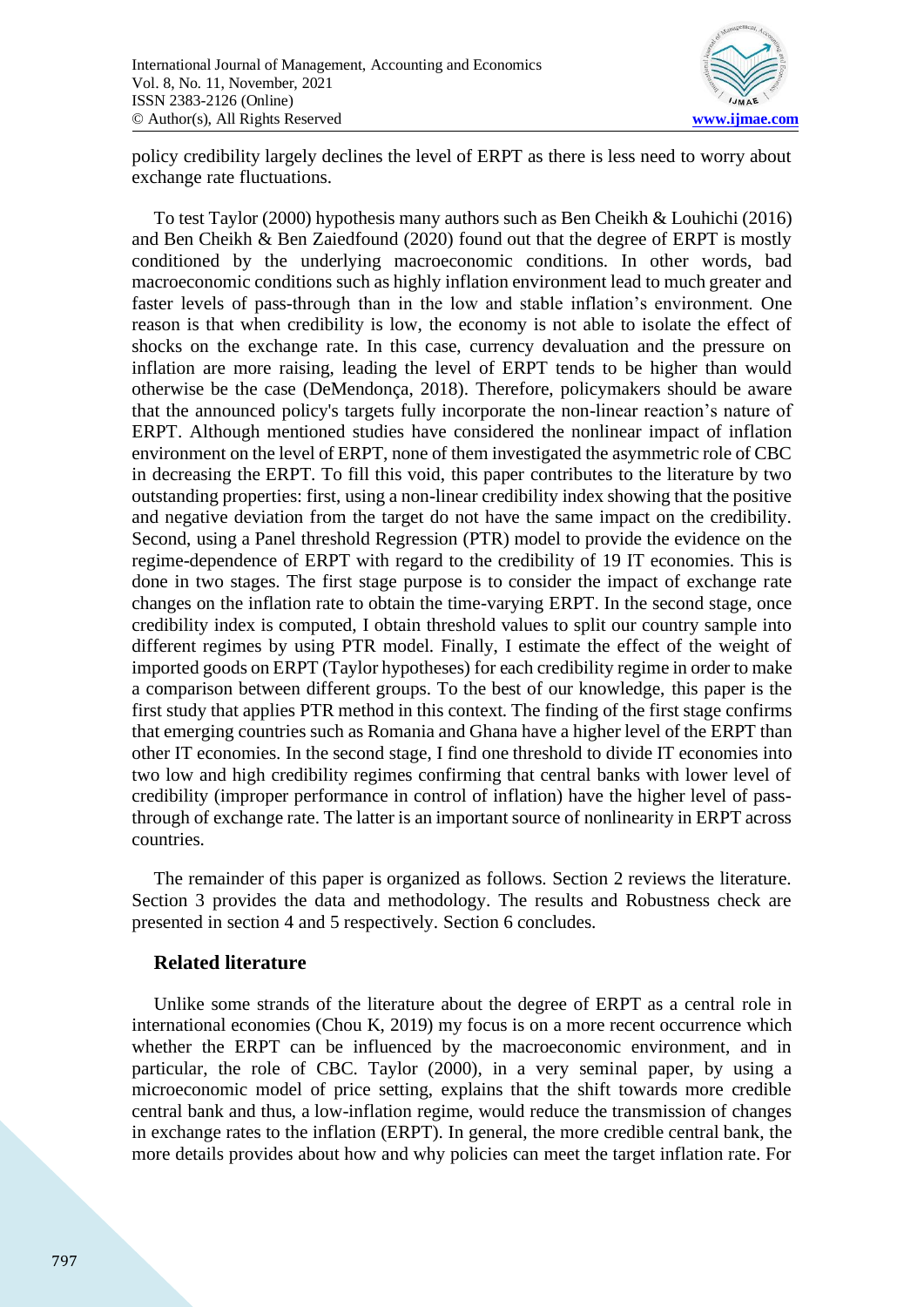policy credibility largely declines the level of ERPT as there is less need to worry about exchange rate fluctuations.

To test Taylor (2000) hypothesis many authors such as Ben Cheikh & Louhichi (2016) and Ben Cheikh & Ben Zaiedfound (2020) found out that the degree of ERPT is mostly conditioned by the underlying macroeconomic conditions. In other words, bad macroeconomic conditions such as highly inflation environment lead to much greater and faster levels of pass-through than in the low and stable inflation's environment. One reason is that when credibility is low, the economy is not able to isolate the effect of shocks on the exchange rate. In this case, currency devaluation and the pressure on inflation are more raising, leading the level of ERPT tends to be higher than would otherwise be the case (DeMendonça, 2018). Therefore, policymakers should be aware that the announced policy's targets fully incorporate the non-linear reaction's nature of ERPT. Although mentioned studies have considered the nonlinear impact of inflation environment on the level of ERPT, none of them investigated the asymmetric role of CBC in decreasing the ERPT. To fill this void, this paper contributes to the literature by two outstanding properties: first, using a non-linear credibility index showing that the positive and negative deviation from the target do not have the same impact on the credibility. Second, using a Panel threshold Regression (PTR) model to provide the evidence on the regime-dependence of ERPT with regard to the credibility of 19 IT economies. This is done in two stages. The first stage purpose is to consider the impact of exchange rate changes on the inflation rate to obtain the time-varying ERPT. In the second stage, once credibility index is computed, I obtain threshold values to split our country sample into different regimes by using PTR model. Finally, I estimate the effect of the weight of imported goods on ERPT (Taylor hypotheses) for each credibility regime in order to make a comparison between different groups. To the best of our knowledge, this paper is the first study that applies PTR method in this context. The finding of the first stage confirms that emerging countries such as Romania and Ghana have a higher level of the ERPT than other IT economies. In the second stage, I find one threshold to divide IT economies into two low and high credibility regimes confirming that central banks with lower level of credibility (improper performance in control of inflation) have the higher level of pass-through of exchange rate. The latter is an important source of nonlinearity in ERPT across countries.

The remainder of this paper is organized as follows. Section 2 reviews the literature. Section 3 provides the data and methodology. The results and Robustness check are presented in section 4 and 5 respectively. Section 6 concludes.

## Related literature

Unlike some strands of the literature about the degree of ERPT as a central role in international economies (Chou K, 2019) my focus is on a more recent occurrence which whether the ERPT can be influenced by the macroeconomic environment, and in particular, the role of CBC. Taylor (2000), in a very seminal paper, by using a microeconomic model of price setting, explains that the shift towards more credible central bank and thus, a low-inflation regime, would reduce the transmission of changes in exchange rates to the inflation (ERPT). In general, the more credible central bank, the more details provides about how and why policies can meet the target inflation rate. For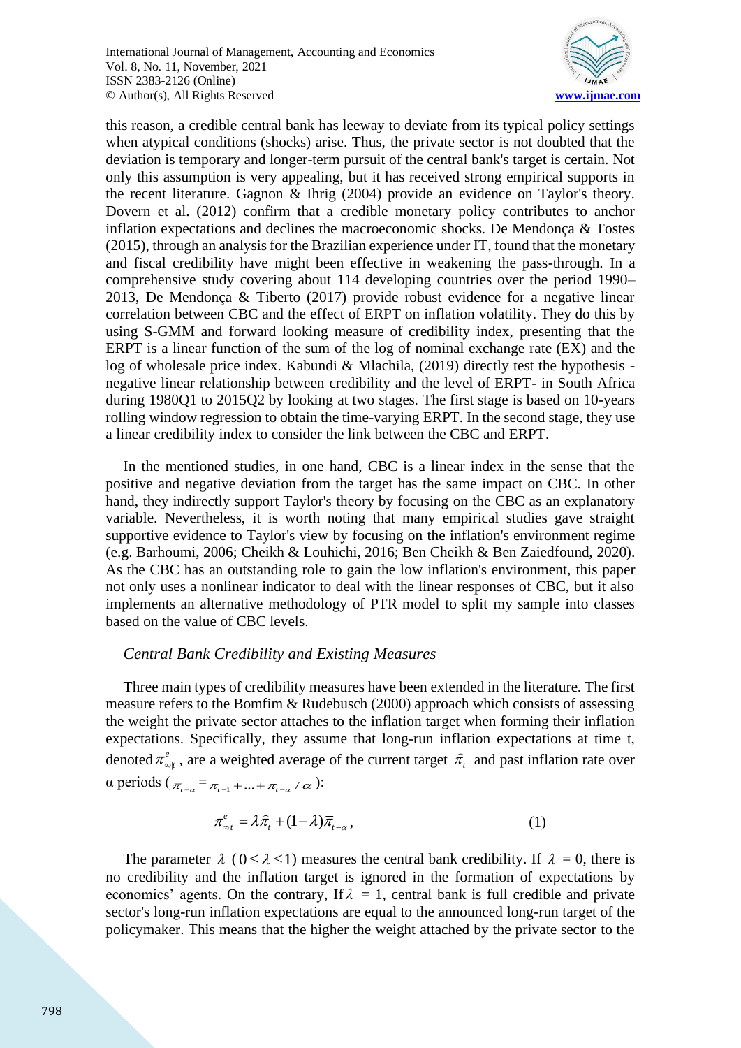this reason, a credible central bank has leeway to deviate from its typical policy settings when atypical conditions (shocks) arise. Thus, the private sector is not doubted that the deviation is temporary and longer-term pursuit of the central bank's target is certain. Not only this assumption is very appealing, but it has received strong empirical supports in the recent literature. Gagnon & Ihrig (2004) provide an evidence on Taylor's theory. Dovern et al. (2012) confirm that a credible monetary policy contributes to anchor inflation expectations and declines the macroeconomic shocks. De Mendonça & Tostes (2015), through an analysis for the Brazilian experience under IT, found that the monetary and fiscal credibility have might been effective in weakening the pass-through. In a comprehensive study covering about 114 developing countries over the period 1990–2013, De Mendonça & Tiberto (2017) provide robust evidence for a negative linear correlation between CBC and the effect of ERPT on inflation volatility. They do this by using S-GMM and forward looking measure of credibility index, presenting that the ERPT is a linear function of the sum of the log of nominal exchange rate (EX) and the log of wholesale price index. Kabundi & Mlachila, (2019) directly test the hypothesis - negative linear relationship between credibility and the level of ERPT- in South Africa during 1980Q1 to 2015Q2 by looking at two stages. The first stage is based on 10-years rolling window regression to obtain the time-varying ERPT. In the second stage, they use a linear credibility index to consider the link between the CBC and ERPT.

In the mentioned studies, in one hand, CBC is a linear index in the sense that the positive and negative deviation from the target has the same impact on CBC. In other hand, they indirectly support Taylor's theory by focusing on the CBC as an explanatory variable. Nevertheless, it is worth noting that many empirical studies gave straight supportive evidence to Taylor's view by focusing on the inflation's environment regime (e.g. Barhoumi, 2006; Cheikh & Louhichi, 2016; Ben Cheikh & Ben Zaiedfound, 2020). As the CBC has an outstanding role to gain the low inflation's environment, this paper not only uses a nonlinear indicator to deal with the linear responses of CBC, but it also implements an alternative methodology of PTR model to split my sample into classes based on the value of CBC levels.

### *Central Bank Credibility and Existing Measures*

Three main types of credibility measures have been extended in the literature. The first measure refers to the Bomfim & Rudebusch (2000) approach which consists of assessing the weight the private sector attaches to the inflation target when forming their inflation expectations. Specifically, they assume that long-run inflation expectations at time t, denoted $\pi^{e}_{\infty|t}$, are a weighted average of the current target $\hat{\pi}_t$ and past inflation rate over α periods ($\bar{\pi}_{t-\alpha} = \pi_{t-1} + ... + \pi_{t-\alpha} / \alpha$):

$$\pi^{e}_{\infty|t} = \lambda \hat{\pi}_t + (1-\lambda)\bar{\pi}_{t-\alpha}, \tag{1}$$

The parameter $\lambda$ ($0 \leq \lambda \leq 1$) measures the central bank credibility. If $\lambda$ = 0, there is no credibility and the inflation target is ignored in the formation of expectations by economics' agents. On the contrary, If $\lambda$ = 1, central bank is full credible and private sector's long-run inflation expectations are equal to the announced long-run target of the policymaker. This means that the higher the weight attached by the private sector to the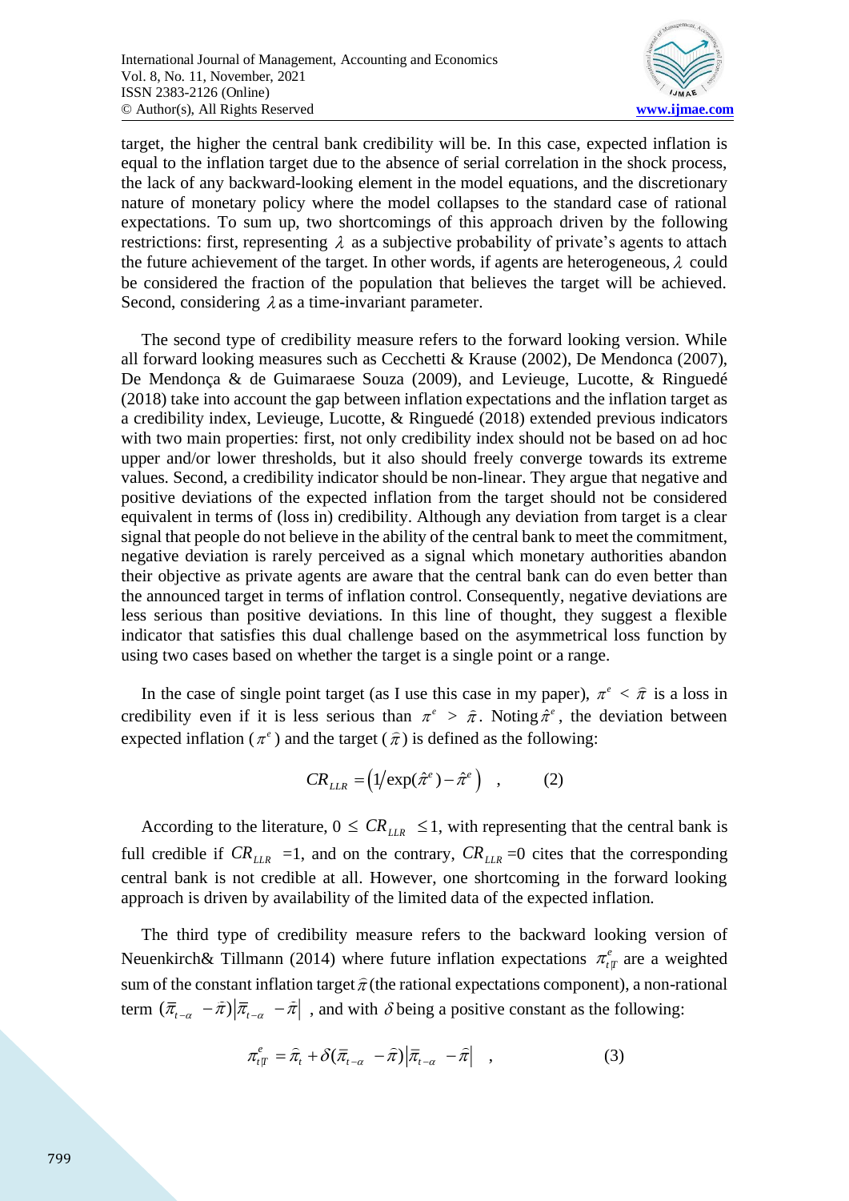target, the higher the central bank credibility will be. In this case, expected inflation is equal to the inflation target due to the absence of serial correlation in the shock process, the lack of any backward-looking element in the model equations, and the discretionary nature of monetary policy where the model collapses to the standard case of rational expectations. To sum up, two shortcomings of this approach driven by the following restrictions: first, representing $\lambda$ as a subjective probability of private's agents to attach the future achievement of the target. In other words, if agents are heterogeneous, $\lambda$ could be considered the fraction of the population that believes the target will be achieved. Second, considering $\lambda$ as a time-invariant parameter.

The second type of credibility measure refers to the forward looking version. While all forward looking measures such as Cecchetti & Krause (2002), De Mendonca (2007), De Mendonça & de Guimaraese Souza (2009), and Levieuge, Lucotte, & Ringuedé (2018) take into account the gap between inflation expectations and the inflation target as a credibility index, Levieuge, Lucotte, & Ringuedé (2018) extended previous indicators with two main properties: first, not only credibility index should not be based on ad hoc upper and/or lower thresholds, but it also should freely converge towards its extreme values. Second, a credibility indicator should be non-linear. They argue that negative and positive deviations of the expected inflation from the target should not be considered equivalent in terms of (loss in) credibility. Although any deviation from target is a clear signal that people do not believe in the ability of the central bank to meet the commitment, negative deviation is rarely perceived as a signal which monetary authorities abandon their objective as private agents are aware that the central bank can do even better than the announced target in terms of inflation control. Consequently, negative deviations are less serious than positive deviations. In this line of thought, they suggest a flexible indicator that satisfies this dual challenge based on the asymmetrical loss function by using two cases based on whether the target is a single point or a range.

In the case of single point target (as I use this case in my paper), $\pi^e < \hat{\pi}$ is a loss in credibility even if it is less serious than $\pi^e > \hat{\pi}$. Noting $\hat{\pi}^e$, the deviation between expected inflation ($\pi^e$) and the target ($\hat{\pi}$) is defined as the following:

$$CR_{LLR} = \left(1/\exp(\hat{\pi}^e) - \hat{\pi}^e\right) \quad , \qquad (2)$$

According to the literature, $0 \leq CR_{LLR} \leq 1$, with representing that the central bank is full credible if $CR_{LLR} = 1$, and on the contrary, $CR_{LLR} = 0$ cites that the corresponding central bank is not credible at all. However, one shortcoming in the forward looking approach is driven by availability of the limited data of the expected inflation.

The third type of credibility measure refers to the backward looking version of Neuenkirch& Tillmann (2014) where future inflation expectations $\pi^e_{t|T}$ are a weighted sum of the constant inflation target $\hat{\pi}$ (the rational expectations component), a non-rational term $(\bar{\pi}_{t-\alpha} - \hat{\pi})\left|\bar{\pi}_{t-\alpha} - \hat{\pi}\right|$ , and with $\delta$ being a positive constant as the following:

$$\pi^e_{t|T} = \hat{\pi}_t + \delta(\bar{\pi}_{t-\alpha} - \hat{\pi})\left|\bar{\pi}_{t-\alpha} - \hat{\pi}\right| \quad , \qquad (3)$$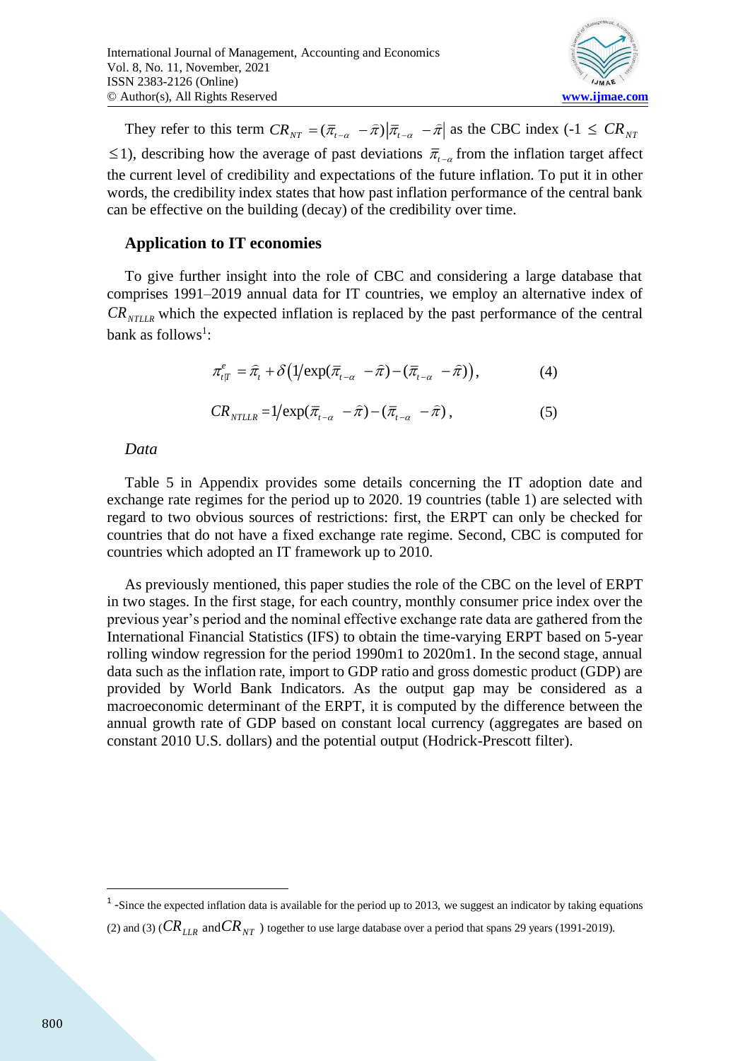They refer to this term $CR_{NT} = (\bar{\pi}_{t-\alpha} - \hat{\pi})|\bar{\pi}_{t-\alpha} - \hat{\pi}|$ as the CBC index ($-1 \leq CR_{NT} \leq 1$), describing how the average of past deviations $\bar{\pi}_{t-\alpha}$ from the inflation target affect the current level of credibility and expectations of the future inflation. To put it in other words, the credibility index states that how past inflation performance of the central bank can be effective on the building (decay) of the credibility over time.

### Application to IT economies

To give further insight into the role of CBC and considering a large database that comprises 1991–2019 annual data for IT countries, we employ an alternative index of $CR_{NTLLR}$ which the expected inflation is replaced by the past performance of the central bank as follows[1]:

$$\pi^{e}_{t|T} = \hat{\pi}_{t} + \delta\left(1/\exp(\bar{\pi}_{t-\alpha} - \hat{\pi}) - (\bar{\pi}_{t-\alpha} - \hat{\pi})\right), \tag{4}$$

$$CR_{NTLLR} = 1/\exp(\bar{\pi}_{t-\alpha} - \hat{\pi}) - (\bar{\pi}_{t-\alpha} - \hat{\pi}), \tag{5}$$

*Data*

Table 5 in Appendix provides some details concerning the IT adoption date and exchange rate regimes for the period up to 2020. 19 countries (table 1) are selected with regard to two obvious sources of restrictions: first, the ERPT can only be checked for countries that do not have a fixed exchange rate regime. Second, CBC is computed for countries which adopted an IT framework up to 2010.

As previously mentioned, this paper studies the role of the CBC on the level of ERPT in two stages. In the first stage, for each country, monthly consumer price index over the previous year's period and the nominal effective exchange rate data are gathered from the International Financial Statistics (IFS) to obtain the time-varying ERPT based on 5-year rolling window regression for the period 1990m1 to 2020m1. In the second stage, annual data such as the inflation rate, import to GDP ratio and gross domestic product (GDP) are provided by World Bank Indicators. As the output gap may be considered as a macroeconomic determinant of the ERPT, it is computed by the difference between the annual growth rate of GDP based on constant local currency (aggregates are based on constant 2010 U.S. dollars) and the potential output (Hodrick-Prescott filter).

---

[1] -Since the expected inflation data is available for the period up to 2013, we suggest an indicator by taking equations (2) and (3) ($CR_{LLR}$ and $CR_{NT}$ ) together to use large database over a period that spans 29 years (1991-2019).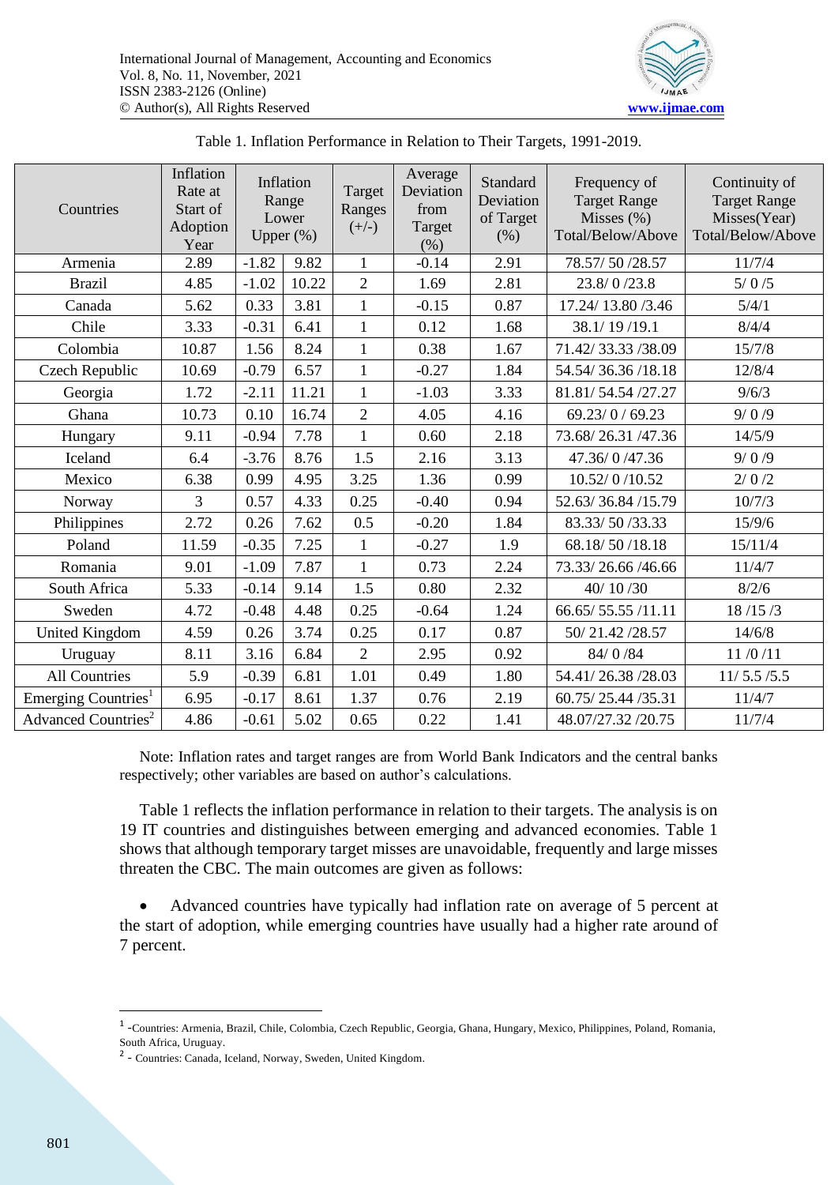Table 1. Inflation Performance in Relation to Their Targets, 1991-2019.

| Countries | Inflation Rate at Start of Adoption Year | Inflation Range Lower Upper (%) | | Target Ranges (+/-) | Average Deviation from Target (%) | Standard Deviation of Target (%) | Frequency of Target Range Misses (%) Total/Below/Above | Continuity of Target Range Misses(Year) Total/Below/Above |
|---|---|---|---|---|---|---|---|---|
| Armenia | 2.89 | -1.82 | 9.82 | 1 | -0.14 | 2.91 | 78.57/ 50 /28.57 | 11/7/4 |
| Brazil | 4.85 | -1.02 | 10.22 | 2 | 1.69 | 2.81 | 23.8/ 0 /23.8 | 5/ 0 /5 |
| Canada | 5.62 | 0.33 | 3.81 | 1 | -0.15 | 0.87 | 17.24/ 13.80 /3.46 | 5/4/1 |
| Chile | 3.33 | -0.31 | 6.41 | 1 | 0.12 | 1.68 | 38.1/ 19 /19.1 | 8/4/4 |
| Colombia | 10.87 | 1.56 | 8.24 | 1 | 0.38 | 1.67 | 71.42/ 33.33 /38.09 | 15/7/8 |
| Czech Republic | 10.69 | -0.79 | 6.57 | 1 | -0.27 | 1.84 | 54.54/ 36.36 /18.18 | 12/8/4 |
| Georgia | 1.72 | -2.11 | 11.21 | 1 | -1.03 | 3.33 | 81.81/ 54.54 /27.27 | 9/6/3 |
| Ghana | 10.73 | 0.10 | 16.74 | 2 | 4.05 | 4.16 | 69.23/ 0 / 69.23 | 9/ 0 /9 |
| Hungary | 9.11 | -0.94 | 7.78 | 1 | 0.60 | 2.18 | 73.68/ 26.31 /47.36 | 14/5/9 |
| Iceland | 6.4 | -3.76 | 8.76 | 1.5 | 2.16 | 3.13 | 47.36/ 0 /47.36 | 9/ 0 /9 |
| Mexico | 6.38 | 0.99 | 4.95 | 3.25 | 1.36 | 0.99 | 10.52/ 0 /10.52 | 2/ 0 /2 |
| Norway | 3 | 0.57 | 4.33 | 0.25 | -0.40 | 0.94 | 52.63/ 36.84 /15.79 | 10/7/3 |
| Philippines | 2.72 | 0.26 | 7.62 | 0.5 | -0.20 | 1.84 | 83.33/ 50 /33.33 | 15/9/6 |
| Poland | 11.59 | -0.35 | 7.25 | 1 | -0.27 | 1.9 | 68.18/ 50 /18.18 | 15/11/4 |
| Romania | 9.01 | -1.09 | 7.87 | 1 | 0.73 | 2.24 | 73.33/ 26.66 /46.66 | 11/4/7 |
| South Africa | 5.33 | -0.14 | 9.14 | 1.5 | 0.80 | 2.32 | 40/ 10 /30 | 8/2/6 |
| Sweden | 4.72 | -0.48 | 4.48 | 0.25 | -0.64 | 1.24 | 66.65/ 55.55 /11.11 | 18 /15 /3 |
| United Kingdom | 4.59 | 0.26 | 3.74 | 0.25 | 0.17 | 0.87 | 50/ 21.42 /28.57 | 14/6/8 |
| Uruguay | 8.11 | 3.16 | 6.84 | 2 | 2.95 | 0.92 | 84/ 0 /84 | 11 /0 /11 |
| All Countries | 5.9 | -0.39 | 6.81 | 1.01 | 0.49 | 1.80 | 54.41/ 26.38 /28.03 | 11/ 5.5 /5.5 |
| Emerging Countries[1] | 6.95 | -0.17 | 8.61 | 1.37 | 0.76 | 2.19 | 60.75/ 25.44 /35.31 | 11/4/7 |
| Advanced Countries[2] | 4.86 | -0.61 | 5.02 | 0.65 | 0.22 | 1.41 | 48.07/27.32 /20.75 | 11/7/4 |

Note: Inflation rates and target ranges are from World Bank Indicators and the central banks respectively; other variables are based on author's calculations.

Table 1 reflects the inflation performance in relation to their targets. The analysis is on 19 IT countries and distinguishes between emerging and advanced economies. Table 1 shows that although temporary target misses are unavoidable, frequently and large misses threaten the CBC. The main outcomes are given as follows:

- Advanced countries have typically had inflation rate on average of 5 percent at the start of adoption, while emerging countries have usually had a higher rate around of 7 percent.

---

[1] -Countries: Armenia, Brazil, Chile, Colombia, Czech Republic, Georgia, Ghana, Hungary, Mexico, Philippines, Poland, Romania, South Africa, Uruguay.

[2] - Countries: Canada, Iceland, Norway, Sweden, United Kingdom.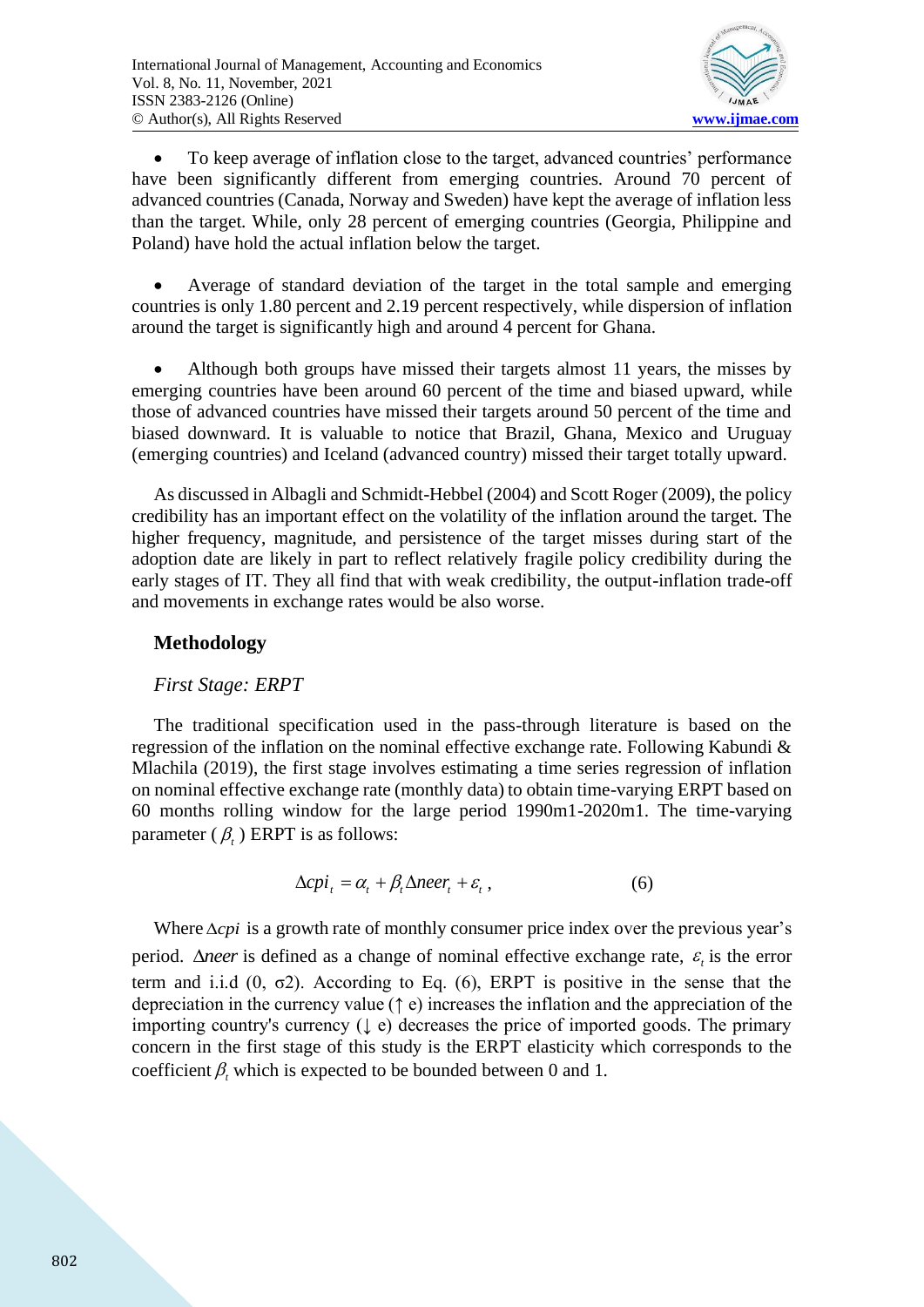- To keep average of inflation close to the target, advanced countries' performance have been significantly different from emerging countries. Around 70 percent of advanced countries (Canada, Norway and Sweden) have kept the average of inflation less than the target. While, only 28 percent of emerging countries (Georgia, Philippine and Poland) have hold the actual inflation below the target.

- Average of standard deviation of the target in the total sample and emerging countries is only 1.80 percent and 2.19 percent respectively, while dispersion of inflation around the target is significantly high and around 4 percent for Ghana.

- Although both groups have missed their targets almost 11 years, the misses by emerging countries have been around 60 percent of the time and biased upward, while those of advanced countries have missed their targets around 50 percent of the time and biased downward. It is valuable to notice that Brazil, Ghana, Mexico and Uruguay (emerging countries) and Iceland (advanced country) missed their target totally upward.

As discussed in Albagli and Schmidt-Hebbel (2004) and Scott Roger (2009), the policy credibility has an important effect on the volatility of the inflation around the target. The higher frequency, magnitude, and persistence of the target misses during start of the adoption date are likely in part to reflect relatively fragile policy credibility during the early stages of IT. They all find that with weak credibility, the output-inflation trade-off and movements in exchange rates would be also worse.

## Methodology

### *First Stage: ERPT*

The traditional specification used in the pass-through literature is based on the regression of the inflation on the nominal effective exchange rate. Following Kabundi & Mlachila (2019), the first stage involves estimating a time series regression of inflation on nominal effective exchange rate (monthly data) to obtain time-varying ERPT based on 60 months rolling window for the large period 1990m1-2020m1. The time-varying parameter ($\beta_t$) ERPT is as follows:

$$\Delta cpi_t = \alpha_t + \beta_t \Delta neer_t + \varepsilon_t , \qquad (6)$$

Where $\Delta cpi$ is a growth rate of monthly consumer price index over the previous year's period. $\Delta neer$ is defined as a change of nominal effective exchange rate, $\varepsilon_t$ is the error term and i.i.d (0, σ2). According to Eq. (6), ERPT is positive in the sense that the depreciation in the currency value (↑ e) increases the inflation and the appreciation of the importing country's currency (↓ e) decreases the price of imported goods. The primary concern in the first stage of this study is the ERPT elasticity which corresponds to the coefficient $\beta_t$ which is expected to be bounded between 0 and 1.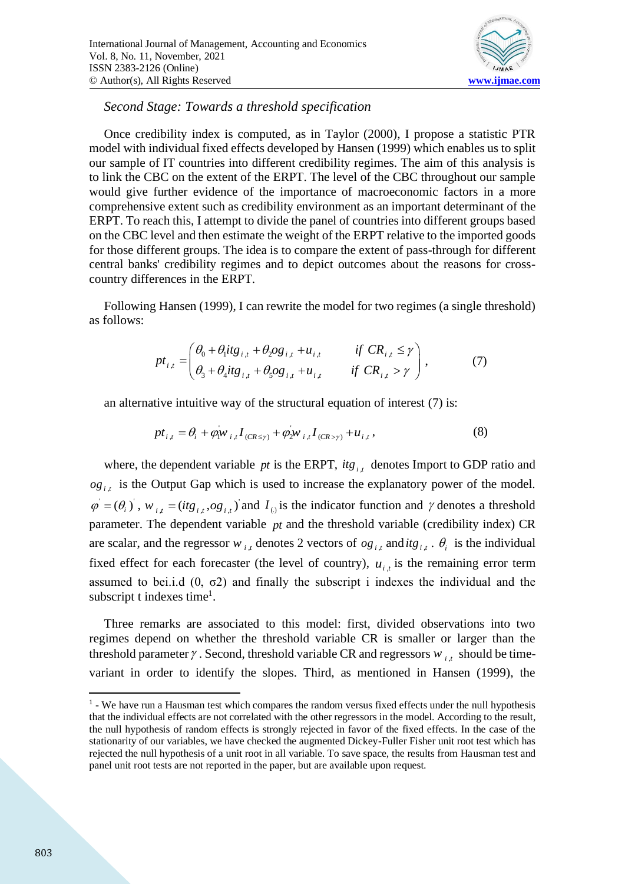### *Second Stage: Towards a threshold specification*

Once credibility index is computed, as in Taylor (2000), I propose a statistic PTR model with individual fixed effects developed by Hansen (1999) which enables us to split our sample of IT countries into different credibility regimes. The aim of this analysis is to link the CBC on the extent of the ERPT. The level of the CBC throughout our sample would give further evidence of the importance of macroeconomic factors in a more comprehensive extent such as credibility environment as an important determinant of the ERPT. To reach this, I attempt to divide the panel of countries into different groups based on the CBC level and then estimate the weight of the ERPT relative to the imported goods for those different groups. The idea is to compare the extent of pass-through for different central banks' credibility regimes and to depict outcomes about the reasons for cross-country differences in the ERPT.

Following Hansen (1999), I can rewrite the model for two regimes (a single threshold) as follows:

$$pt_{i,t} = \begin{pmatrix} \theta_0 + \theta_1 itg_{i,t} + \theta_2 og_{i,t} + u_{i,t} & \quad if\ CR_{i,t} \leq \gamma \\ \theta_3 + \theta_4 itg_{i,t} + \theta_5 og_{i,t} + u_{i,t} & \quad if\ CR_{i,t} > \gamma \end{pmatrix}, \tag{7}$$

an alternative intuitive way of the structural equation of interest (7) is:

$$pt_{i,t} = \theta_i + \varphi_1^{'} w_{i,t} I_{(CR \leq \gamma)} + \varphi_2^{'} w_{i,t} I_{(CR > \gamma)} + u_{i,t}, \tag{8}$$

where, the dependent variable $pt$ is the ERPT, $itg_{i,t}$ denotes Import to GDP ratio and $og_{i,t}$ is the Output Gap which is used to increase the explanatory power of the model. $\varphi^{'} = (\theta_i)^{'}$, $w_{i,t} = (itg_{i,t}, og_{i,t})^{'}$ and $I_{(.)}$ is the indicator function and $\gamma$ denotes a threshold parameter. The dependent variable $pt$ and the threshold variable (credibility index) CR are scalar, and the regressor $w_{i,t}$ denotes 2 vectors of $og_{i,t}$ and $itg_{i,t}$. $\theta_i$ is the individual fixed effect for each forecaster (the level of country), $u_{i,t}$ is the remaining error term assumed to bei.i.d (0, σ2) and finally the subscript i indexes the individual and the subscript t indexes time[1].

Three remarks are associated to this model: first, divided observations into two regimes depend on whether the threshold variable CR is smaller or larger than the threshold parameter $\gamma$. Second, threshold variable CR and regressors $w_{i,t}$ should be time-variant in order to identify the slopes. Third, as mentioned in Hansen (1999), the

---

[1] - We have run a Hausman test which compares the random versus fixed effects under the null hypothesis that the individual effects are not correlated with the other regressors in the model. According to the result, the null hypothesis of random effects is strongly rejected in favor of the fixed effects. In the case of the stationarity of our variables, we have checked the augmented Dickey-Fuller Fisher unit root test which has rejected the null hypothesis of a unit root in all variable. To save space, the results from Hausman test and panel unit root tests are not reported in the paper, but are available upon request.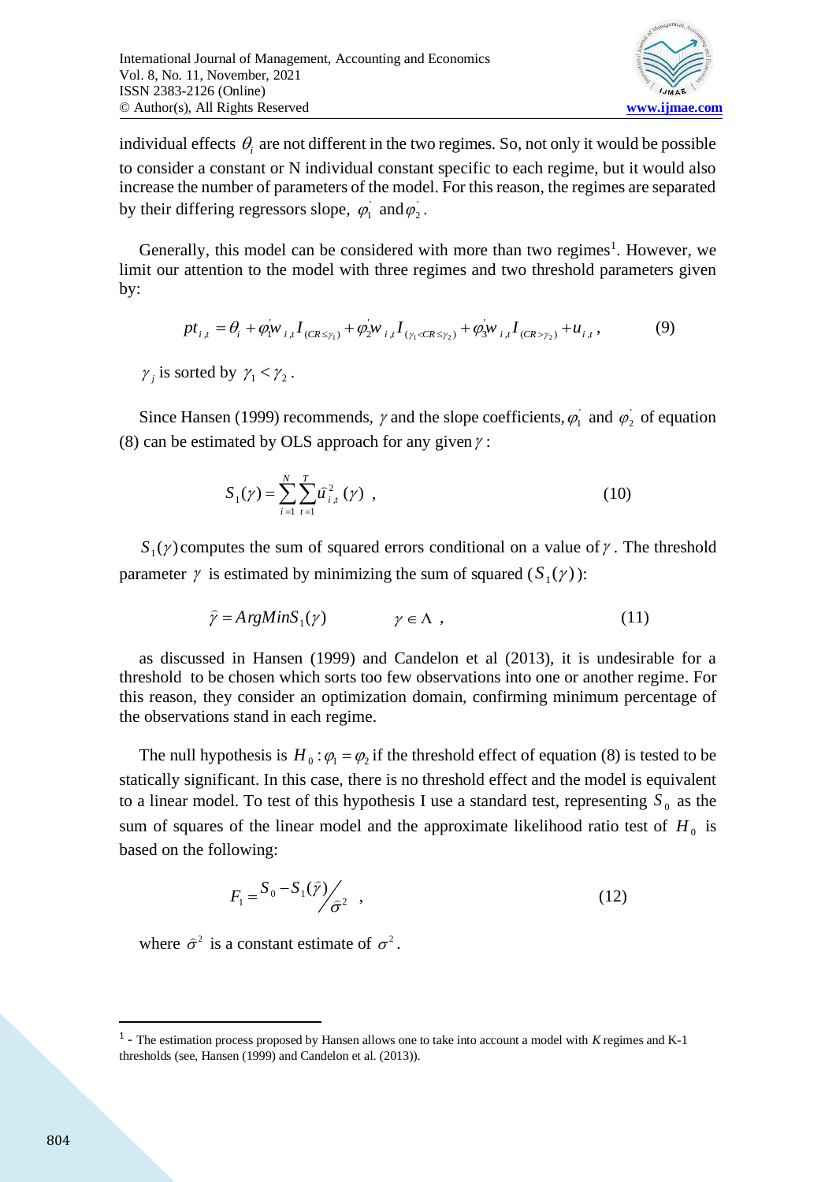individual effects $\theta_i$ are not different in the two regimes. So, not only it would be possible to consider a constant or N individual constant specific to each regime, but it would also increase the number of parameters of the model. For this reason, the regimes are separated by their differing regressors slope, $\varphi_1^{'}$ and $\varphi_2^{'}$.

Generally, this model can be considered with more than two regimes[1]. However, we limit our attention to the model with three regimes and two threshold parameters given by:

$$pt_{i,t} = \theta_i + \varphi_1^{'} w_{i,t} I_{(CR \le \gamma_1)} + \varphi_2^{'} w_{i,t} I_{(\gamma_1 < CR \le \gamma_2)} + \varphi_3^{'} w_{i,t} I_{(CR > \gamma_2)} + u_{i,t}, \qquad (9)$$

$\gamma_j$ is sorted by $\gamma_1 < \gamma_2$.

Since Hansen (1999) recommends, $\gamma$ and the slope coefficients, $\varphi_1^{'}$ and $\varphi_2^{'}$ of equation (8) can be estimated by OLS approach for any given $\gamma$:

$$S_1(\gamma) = \sum_{i=1}^{N} \sum_{t=1}^{T} \hat{u}_{i,t}^2(\gamma) \ , \qquad (10)$$

$S_1(\gamma)$ computes the sum of squared errors conditional on a value of $\gamma$. The threshold parameter $\gamma$ is estimated by minimizing the sum of squared ($S_1(\gamma)$):

$$\hat{\gamma} = ArgMin S_1(\gamma) \qquad \gamma \in \Lambda \ , \qquad (11)$$

as discussed in Hansen (1999) and Candelon et al (2013), it is undesirable for a threshold to be chosen which sorts too few observations into one or another regime. For this reason, they consider an optimization domain, confirming minimum percentage of the observations stand in each regime.

The null hypothesis is $H_0 : \varphi_1 = \varphi_2$ if the threshold effect of equation (8) is tested to be statically significant. In this case, there is no threshold effect and the model is equivalent to a linear model. To test of this hypothesis I use a standard test, representing $S_0$ as the sum of squares of the linear model and the approximate likelihood ratio test of $H_0$ is based on the following:

$$F_1 = {S_0 - S_1(\hat{\gamma})}\Big/{\hat{\sigma}^2} \ , \qquad (12)$$

where $\hat{\sigma}^2$ is a constant estimate of $\sigma^2$.

---

[1] - The estimation process proposed by Hansen allows one to take into account a model with *K* regimes and K-1 thresholds (see, Hansen (1999) and Candelon et al. (2013)).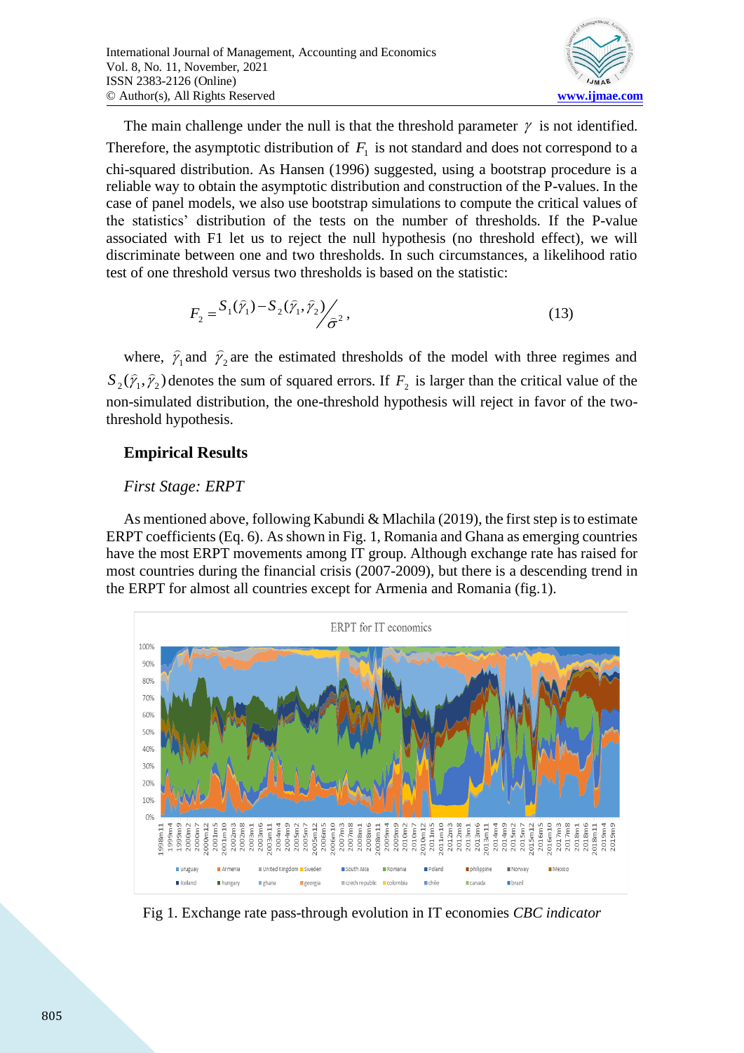The main challenge under the null is that the threshold parameter $\gamma$ is not identified. Therefore, the asymptotic distribution of $F_1$ is not standard and does not correspond to a chi-squared distribution. As Hansen (1996) suggested, using a bootstrap procedure is a reliable way to obtain the asymptotic distribution and construction of the P-values. In the case of panel models, we also use bootstrap simulations to compute the critical values of the statistics' distribution of the tests on the number of thresholds. If the P-value associated with F1 let us to reject the null hypothesis (no threshold effect), we will discriminate between one and two thresholds. In such circumstances, a likelihood ratio test of one threshold versus two thresholds is based on the statistic:

$$F_2 = {S_1(\hat{\gamma}_1) - S_2(\hat{\gamma}_1, \hat{\gamma}_2)} \Big/ {\hat{\sigma}^2}, \tag{13}$$

where, $\hat{\gamma}_1$ and $\hat{\gamma}_2$ are the estimated thresholds of the model with three regimes and $S_2(\hat{\gamma}_1, \hat{\gamma}_2)$ denotes the sum of squared errors. If $F_2$ is larger than the critical value of the non-simulated distribution, the one-threshold hypothesis will reject in favor of the two-threshold hypothesis.

## Empirical Results

### *First Stage: ERPT*

As mentioned above, following Kabundi & Mlachila (2019), the first step is to estimate ERPT coefficients (Eq. 6). As shown in Fig. 1, Romania and Ghana as emerging countries have the most ERPT movements among IT group. Although exchange rate has raised for most countries during the financial crisis (2007-2009), but there is a descending trend in the ERPT for almost all countries except for Armenia and Romania (fig.1).

Fig 1. Exchange rate pass-through evolution in IT economies *CBC indicator*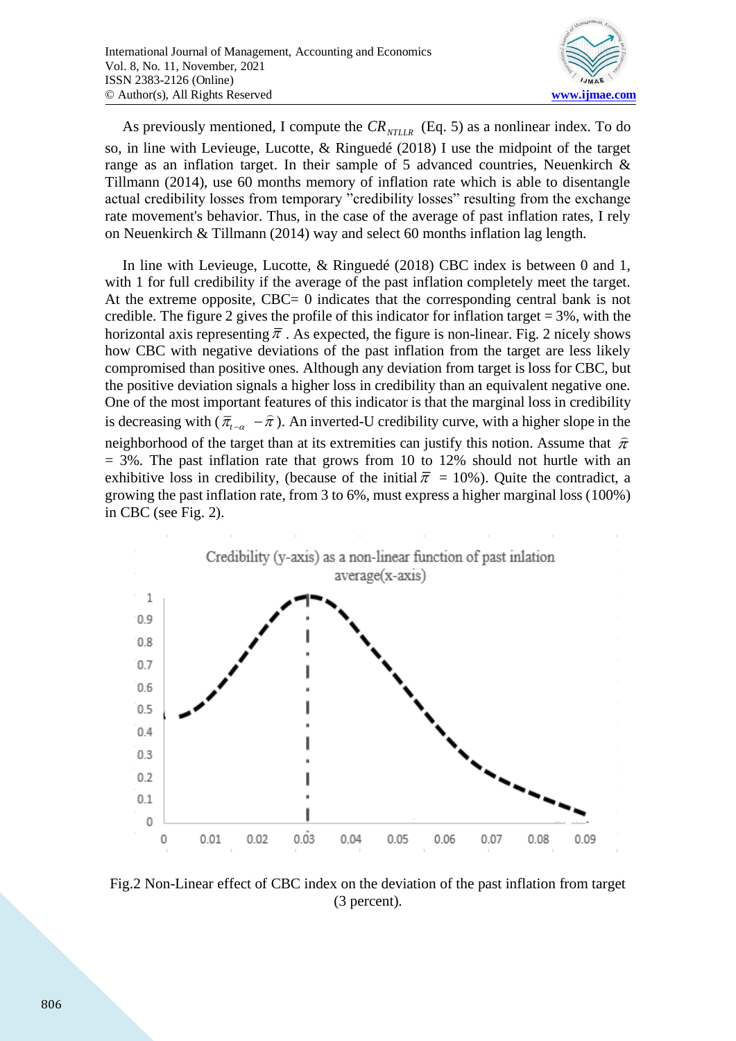As previously mentioned, I compute the $CR_{NTLLR}$ (Eq. 5) as a nonlinear index. To do so, in line with Levieuge, Lucotte, & Ringuedé (2018) I use the midpoint of the target range as an inflation target. In their sample of 5 advanced countries, Neuenkirch & Tillmann (2014), use 60 months memory of inflation rate which is able to disentangle actual credibility losses from temporary "credibility losses" resulting from the exchange rate movement's behavior. Thus, in the case of the average of past inflation rates, I rely on Neuenkirch & Tillmann (2014) way and select 60 months inflation lag length.

In line with Levieuge, Lucotte, & Ringuedé (2018) CBC index is between 0 and 1, with 1 for full credibility if the average of the past inflation completely meet the target. At the extreme opposite, CBC= 0 indicates that the corresponding central bank is not credible. The figure 2 gives the profile of this indicator for inflation target = 3%, with the horizontal axis representing $\bar{\pi}$ . As expected, the figure is non-linear. Fig. 2 nicely shows how CBC with negative deviations of the past inflation from the target are less likely compromised than positive ones. Although any deviation from target is loss for CBC, but the positive deviation signals a higher loss in credibility than an equivalent negative one. One of the most important features of this indicator is that the marginal loss in credibility is decreasing with ($\bar{\pi}_{t-\alpha} - \hat{\pi}$). An inverted-U credibility curve, with a higher slope in the neighborhood of the target than at its extremities can justify this notion. Assume that $\hat{\pi}$ = 3%. The past inflation rate that grows from 10 to 12% should not hurtle with an exhibitive loss in credibility, (because of the initial $\bar{\pi}$ = 10%). Quite the contradict, a growing the past inflation rate, from 3 to 6%, must express a higher marginal loss (100%) in CBC (see Fig. 2).

Fig.2 Non-Linear effect of CBC index on the deviation of the past inflation from target (3 percent).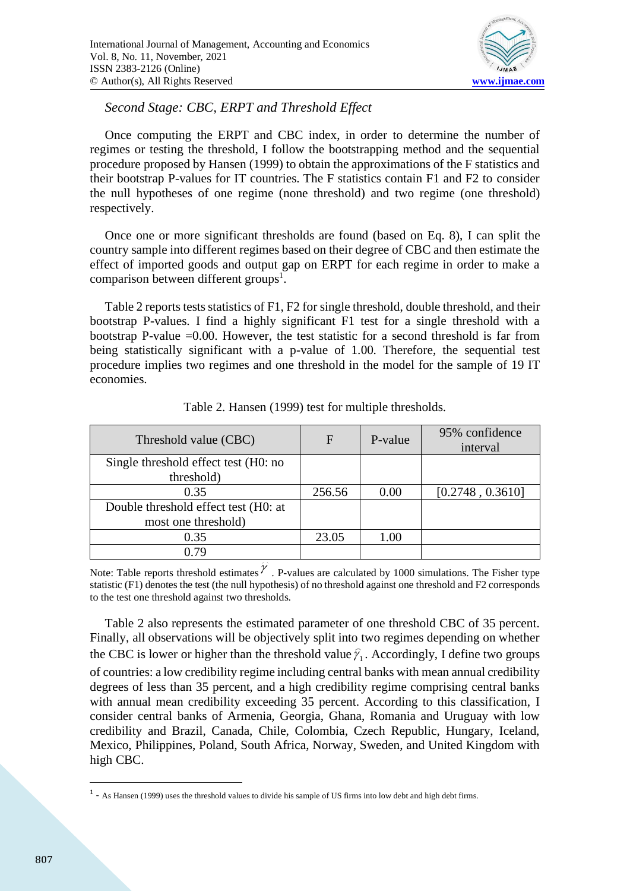*Second Stage: CBC, ERPT and Threshold Effect*

Once computing the ERPT and CBC index, in order to determine the number of regimes or testing the threshold, I follow the bootstrapping method and the sequential procedure proposed by Hansen (1999) to obtain the approximations of the F statistics and their bootstrap P-values for IT countries. The F statistics contain F1 and F2 to consider the null hypotheses of one regime (none threshold) and two regime (one threshold) respectively.

Once one or more significant thresholds are found (based on Eq. 8), I can split the country sample into different regimes based on their degree of CBC and then estimate the effect of imported goods and output gap on ERPT for each regime in order to make a comparison between different groups[1].

Table 2 reports tests statistics of F1, F2 for single threshold, double threshold, and their bootstrap P-values. I find a highly significant F1 test for a single threshold with a bootstrap P-value =0.00. However, the test statistic for a second threshold is far from being statistically significant with a p-value of 1.00. Therefore, the sequential test procedure implies two regimes and one threshold in the model for the sample of 19 IT economies.

Table 2. Hansen (1999) test for multiple thresholds.

| Threshold value (CBC) | F | P-value | 95% confidence interval |
|---|---|---|---|
| Single threshold effect test (H0: no threshold) | | | |
| 0.35 | 256.56 | 0.00 | [0.2748 , 0.3610] |
| Double threshold effect test (H0: at most one threshold) | | | |
| 0.35 | 23.05 | 1.00 | |
| 0.79 | | | |

Note: Table reports threshold estimates $\hat{\gamma}$ . P-values are calculated by 1000 simulations. The Fisher type statistic (F1) denotes the test (the null hypothesis) of no threshold against one threshold and F2 corresponds to the test one threshold against two thresholds.

Table 2 also represents the estimated parameter of one threshold CBC of 35 percent. Finally, all observations will be objectively split into two regimes depending on whether the CBC is lower or higher than the threshold value $\hat{\gamma}_1$. Accordingly, I define two groups of countries: a low credibility regime including central banks with mean annual credibility degrees of less than 35 percent, and a high credibility regime comprising central banks with annual mean credibility exceeding 35 percent. According to this classification, I consider central banks of Armenia, Georgia, Ghana, Romania and Uruguay with low credibility and Brazil, Canada, Chile, Colombia, Czech Republic, Hungary, Iceland, Mexico, Philippines, Poland, South Africa, Norway, Sweden, and United Kingdom with high CBC.

[1] - As Hansen (1999) uses the threshold values to divide his sample of US firms into low debt and high debt firms.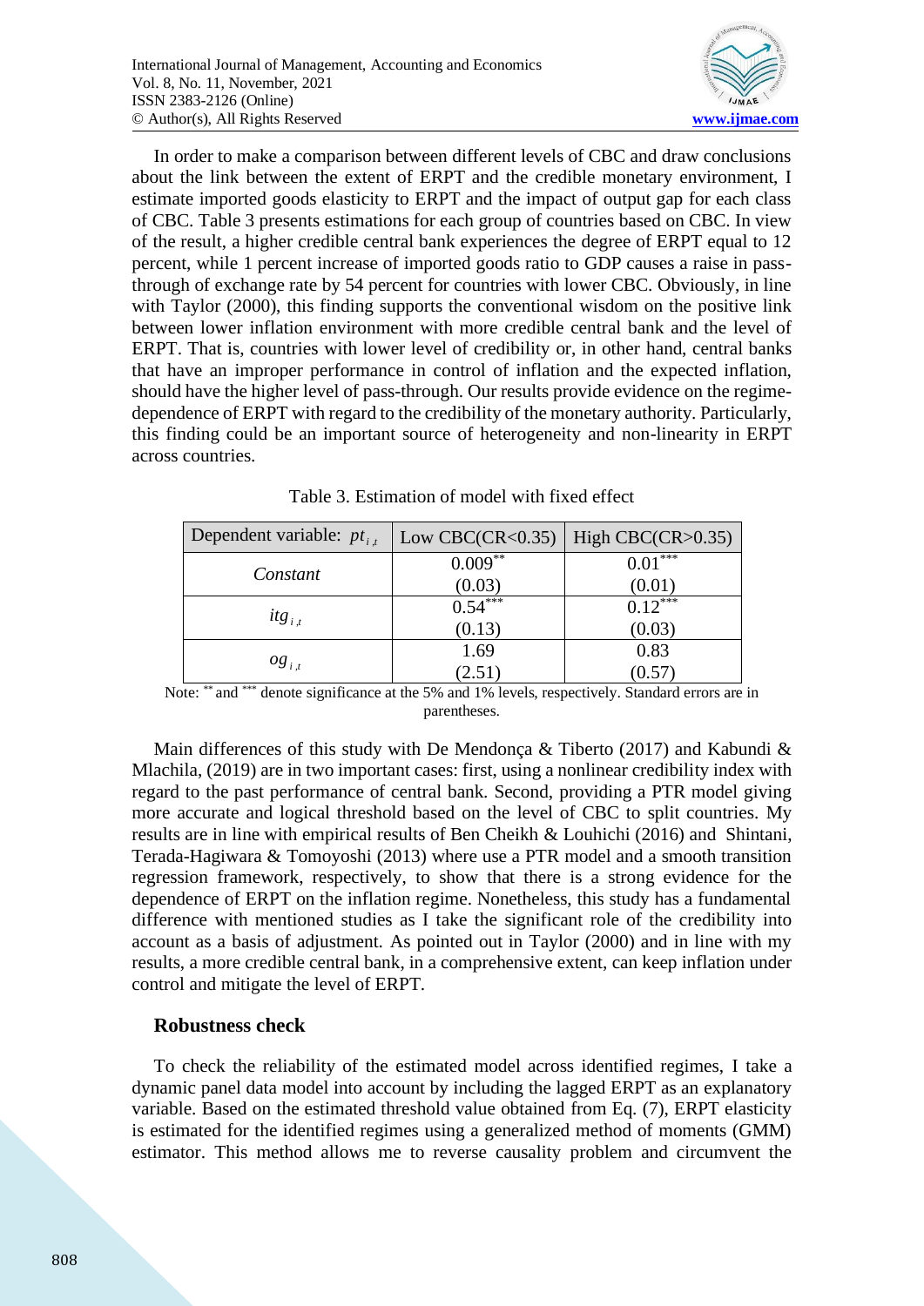In order to make a comparison between different levels of CBC and draw conclusions about the link between the extent of ERPT and the credible monetary environment, I estimate imported goods elasticity to ERPT and the impact of output gap for each class of CBC. Table 3 presents estimations for each group of countries based on CBC. In view of the result, a higher credible central bank experiences the degree of ERPT equal to 12 percent, while 1 percent increase of imported goods ratio to GDP causes a raise in pass-through of exchange rate by 54 percent for countries with lower CBC. Obviously, in line with Taylor (2000), this finding supports the conventional wisdom on the positive link between lower inflation environment with more credible central bank and the level of ERPT. That is, countries with lower level of credibility or, in other hand, central banks that have an improper performance in control of inflation and the expected inflation, should have the higher level of pass-through. Our results provide evidence on the regime-dependence of ERPT with regard to the credibility of the monetary authority. Particularly, this finding could be an important source of heterogeneity and non-linearity in ERPT across countries.

Table 3. Estimation of model with fixed effect

| Dependent variable: $pt_{i,t}$ | Low CBC(CR<0.35) | High CBC(CR>0.35) |
|---|---|---|
| *Constant* | $0.009^{**}$ (0.03) | $0.01^{***}$ (0.01) |
| $itg_{i,t}$ | $0.54^{***}$ (0.13) | $0.12^{***}$ (0.03) |
| $og_{i,t}$ | 1.69 (2.51) | 0.83 (0.57) |

Note: $^{**}$ and $^{***}$ denote significance at the 5% and 1% levels, respectively. Standard errors are in parentheses.

Main differences of this study with De Mendonça & Tiberto (2017) and Kabundi & Mlachila, (2019) are in two important cases: first, using a nonlinear credibility index with regard to the past performance of central bank. Second, providing a PTR model giving more accurate and logical threshold based on the level of CBC to split countries. My results are in line with empirical results of Ben Cheikh & Louhichi (2016) and Shintani, Terada-Hagiwara & Tomoyoshi (2013) where use a PTR model and a smooth transition regression framework, respectively, to show that there is a strong evidence for the dependence of ERPT on the inflation regime. Nonetheless, this study has a fundamental difference with mentioned studies as I take the significant role of the credibility into account as a basis of adjustment. As pointed out in Taylor (2000) and in line with my results, a more credible central bank, in a comprehensive extent, can keep inflation under control and mitigate the level of ERPT.

## Robustness check

To check the reliability of the estimated model across identified regimes, I take a dynamic panel data model into account by including the lagged ERPT as an explanatory variable. Based on the estimated threshold value obtained from Eq. (7), ERPT elasticity is estimated for the identified regimes using a generalized method of moments (GMM) estimator. This method allows me to reverse causality problem and circumvent the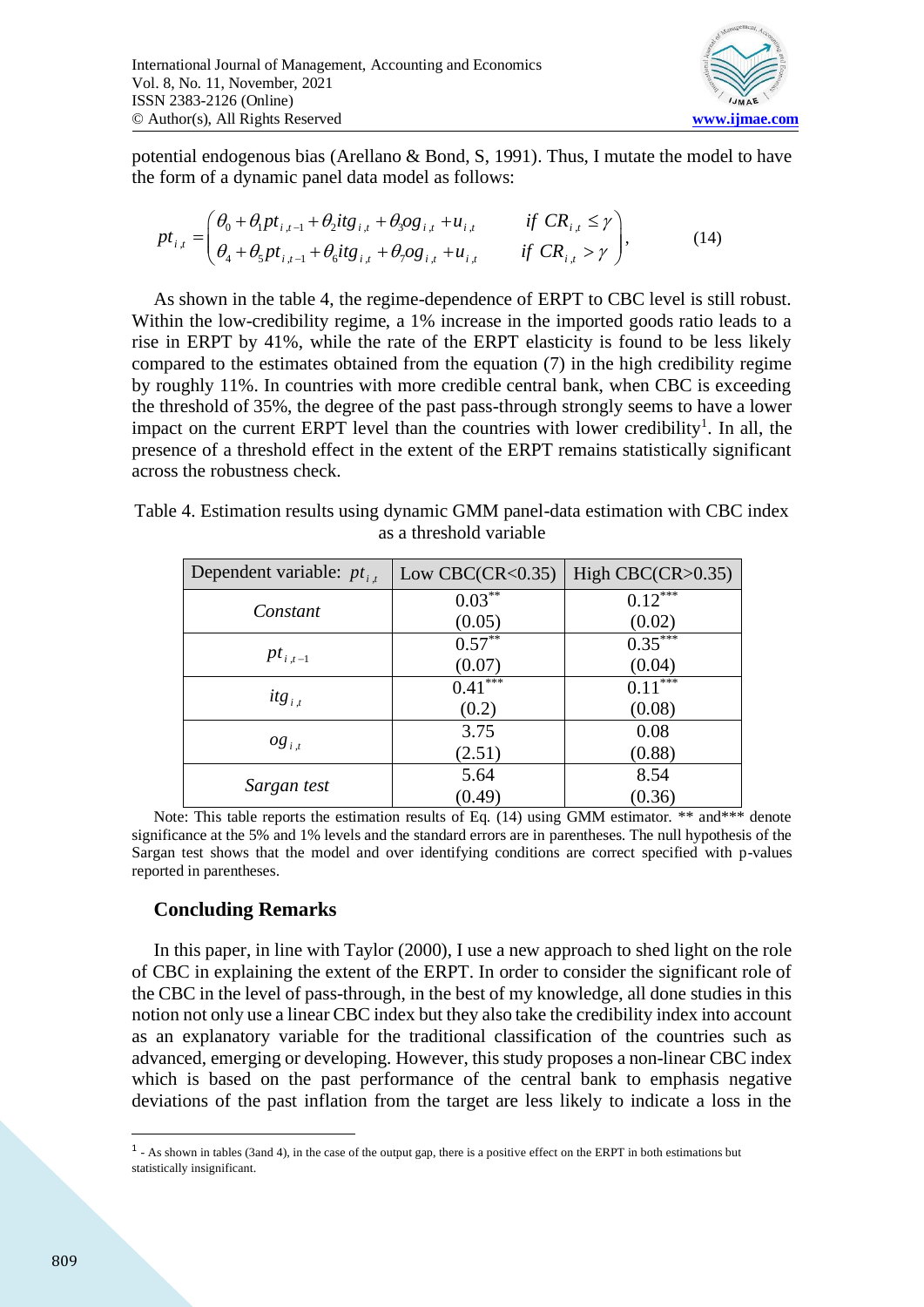potential endogenous bias (Arellano & Bond, S, 1991). Thus, I mutate the model to have the form of a dynamic panel data model as follows:

$$pt_{i,t} = \begin{pmatrix} \theta_0 + \theta_1 pt_{i,t-1} + \theta_2 itg_{i,t} + \theta_3 og_{i,t} + u_{i,t} & \quad if\ CR_{i,t} \leq \gamma \\ \theta_4 + \theta_5 pt_{i,t-1} + \theta_6 itg_{i,t} + \theta_7 og_{i,t} + u_{i,t} & \quad if\ CR_{i,t} > \gamma \end{pmatrix}, \tag{14}$$

As shown in the table 4, the regime-dependence of ERPT to CBC level is still robust. Within the low-credibility regime, a 1% increase in the imported goods ratio leads to a rise in ERPT by 41%, while the rate of the ERPT elasticity is found to be less likely compared to the estimates obtained from the equation (7) in the high credibility regime by roughly 11%. In countries with more credible central bank, when CBC is exceeding the threshold of 35%, the degree of the past pass-through strongly seems to have a lower impact on the current ERPT level than the countries with lower credibility[1]. In all, the presence of a threshold effect in the extent of the ERPT remains statistically significant across the robustness check.

Table 4. Estimation results using dynamic GMM panel-data estimation with CBC index as a threshold variable

| Dependent variable: $pt_{i,t}$ | Low CBC(CR<0.35) | High CBC(CR>0.35) |
|---|---|---|
| *Constant* | $0.03^{**}$ (0.05) | $0.12^{***}$ (0.02) |
| $pt_{i,t-1}$ | $0.57^{**}$ (0.07) | $0.35^{***}$ (0.04) |
| $itg_{i,t}$ | $0.41^{***}$ (0.2) | $0.11^{***}$ (0.08) |
| $og_{i,t}$ | 3.75 (2.51) | 0.08 (0.88) |
| *Sargan test* | 5.64 (0.49) | 8.54 (0.36) |

Note: This table reports the estimation results of Eq. (14) using GMM estimator. ** and*** denote significance at the 5% and 1% levels and the standard errors are in parentheses. The null hypothesis of the Sargan test shows that the model and over identifying conditions are correct specified with p-values reported in parentheses.

## Concluding Remarks

In this paper, in line with Taylor (2000), I use a new approach to shed light on the role of CBC in explaining the extent of the ERPT. In order to consider the significant role of the CBC in the level of pass-through, in the best of my knowledge, all done studies in this notion not only use a linear CBC index but they also take the credibility index into account as an explanatory variable for the traditional classification of the countries such as advanced, emerging or developing. However, this study proposes a non-linear CBC index which is based on the past performance of the central bank to emphasis negative deviations of the past inflation from the target are less likely to indicate a loss in the

[1] - As shown in tables (3and 4), in the case of the output gap, there is a positive effect on the ERPT in both estimations but statistically insignificant.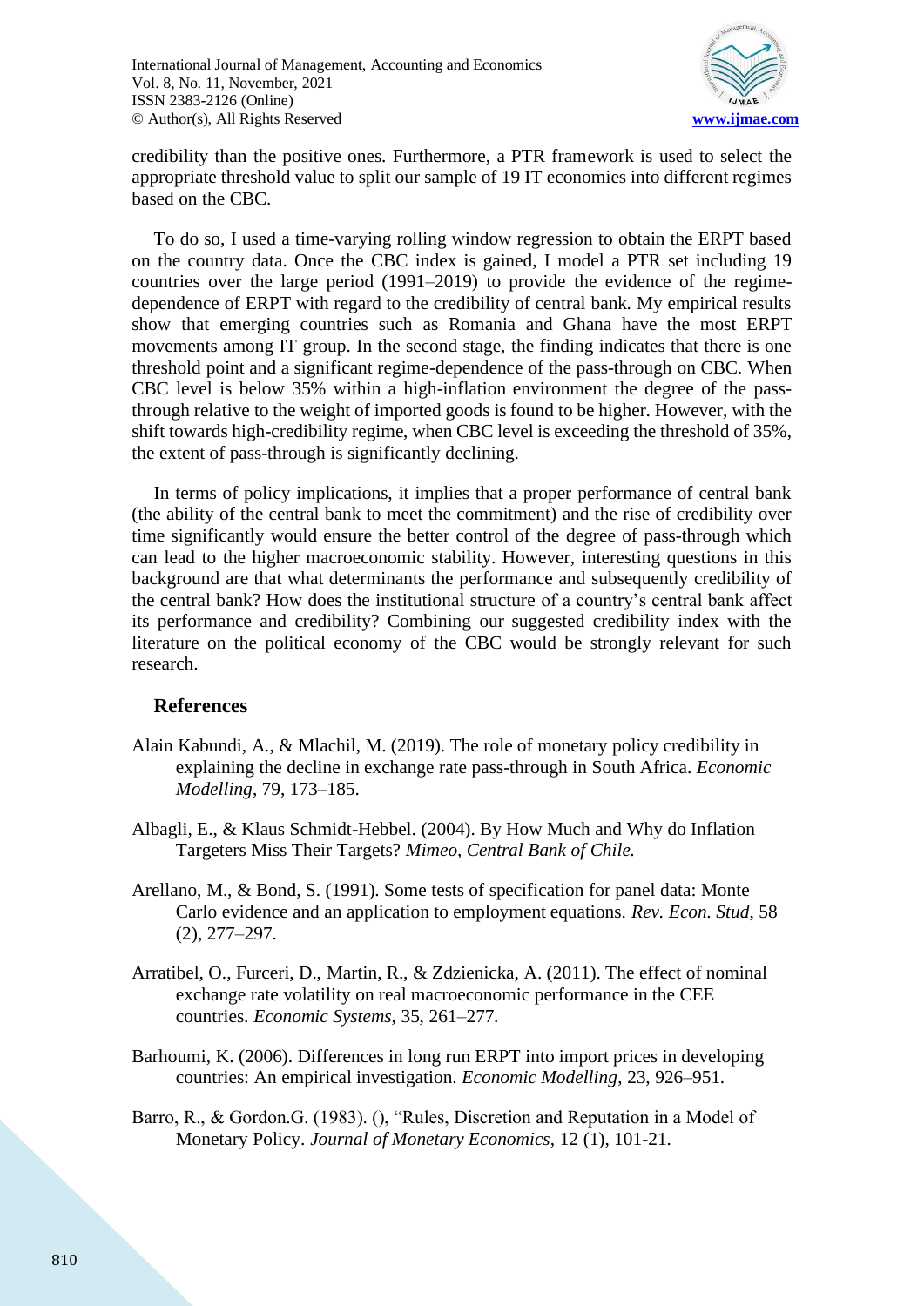credibility than the positive ones. Furthermore, a PTR framework is used to select the appropriate threshold value to split our sample of 19 IT economies into different regimes based on the CBC.

To do so, I used a time-varying rolling window regression to obtain the ERPT based on the country data. Once the CBC index is gained, I model a PTR set including 19 countries over the large period (1991–2019) to provide the evidence of the regime-dependence of ERPT with regard to the credibility of central bank. My empirical results show that emerging countries such as Romania and Ghana have the most ERPT movements among IT group. In the second stage, the finding indicates that there is one threshold point and a significant regime-dependence of the pass-through on CBC. When CBC level is below 35% within a high-inflation environment the degree of the pass-through relative to the weight of imported goods is found to be higher. However, with the shift towards high-credibility regime, when CBC level is exceeding the threshold of 35%, the extent of pass-through is significantly declining.

In terms of policy implications, it implies that a proper performance of central bank (the ability of the central bank to meet the commitment) and the rise of credibility over time significantly would ensure the better control of the degree of pass-through which can lead to the higher macroeconomic stability. However, interesting questions in this background are that what determinants the performance and subsequently credibility of the central bank? How does the institutional structure of a country's central bank affect its performance and credibility? Combining our suggested credibility index with the literature on the political economy of the CBC would be strongly relevant for such research.

## References

Alain Kabundi, A., & Mlachil, M. (2019). The role of monetary policy credibility in explaining the decline in exchange rate pass-through in South Africa. *Economic Modelling*, 79, 173–185.

Albagli, E., & Klaus Schmidt-Hebbel. (2004). By How Much and Why do Inflation Targeters Miss Their Targets? *Mimeo, Central Bank of Chile.*

Arellano, M., & Bond, S. (1991). Some tests of specification for panel data: Monte Carlo evidence and an application to employment equations. *Rev. Econ. Stud*, 58 (2), 277–297.

Arratibel, O., Furceri, D., Martin, R., & Zdzienicka, A. (2011). The effect of nominal exchange rate volatility on real macroeconomic performance in the CEE countries. *Economic Systems*, 35, 261–277.

Barhoumi, K. (2006). Differences in long run ERPT into import prices in developing countries: An empirical investigation. *Economic Modelling*, 23, 926–951.

Barro, R., & Gordon.G. (1983). (), "Rules, Discretion and Reputation in a Model of Monetary Policy. *Journal of Monetary Economics*, 12 (1), 101-21.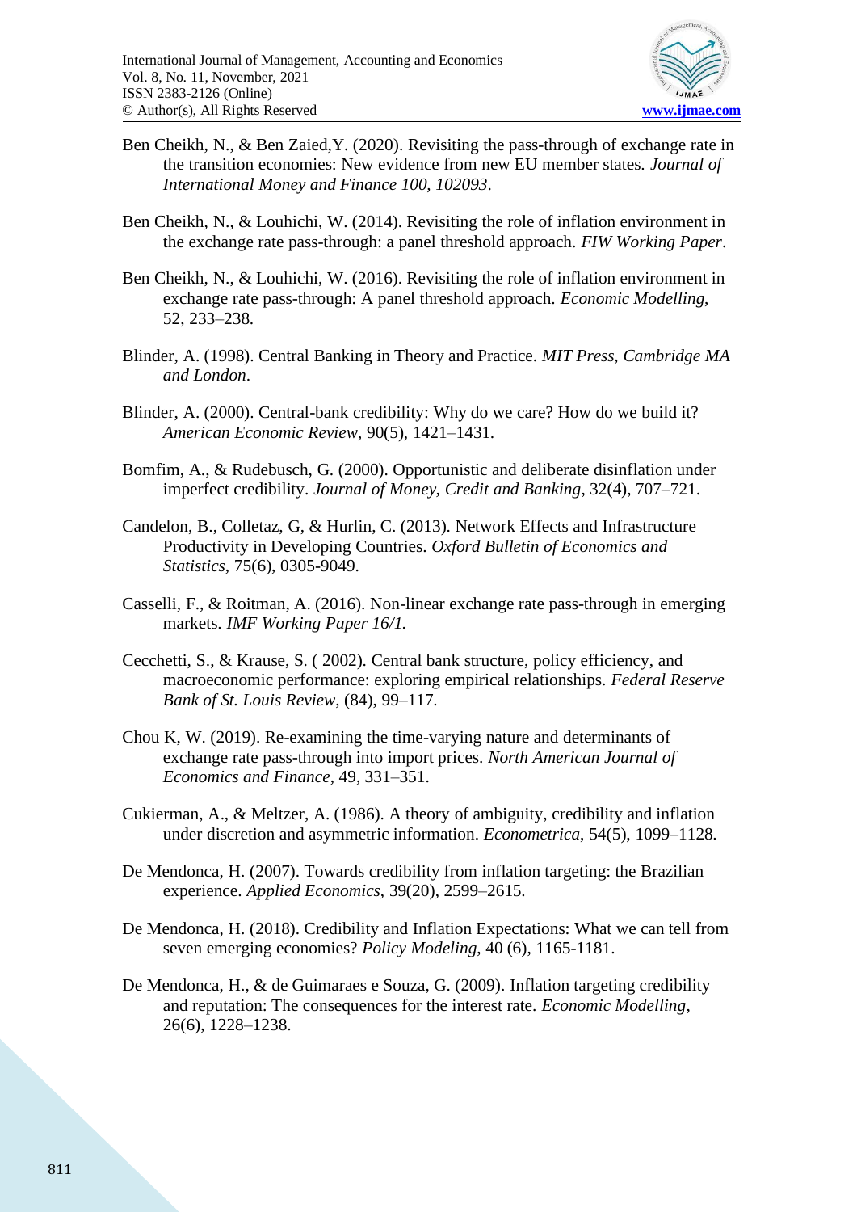Ben Cheikh, N., & Ben Zaied,Y. (2020). Revisiting the pass-through of exchange rate in the transition economies: New evidence from new EU member states. *Journal of International Money and Finance 100, 102093*.

Ben Cheikh, N., & Louhichi, W. (2014). Revisiting the role of inflation environment in the exchange rate pass-through: a panel threshold approach. *FIW Working Paper*.

Ben Cheikh, N., & Louhichi, W. (2016). Revisiting the role of inflation environment in exchange rate pass-through: A panel threshold approach. *Economic Modelling*, 52, 233–238.

Blinder, A. (1998). Central Banking in Theory and Practice. *MIT Press, Cambridge MA and London*.

Blinder, A. (2000). Central-bank credibility: Why do we care? How do we build it? *American Economic Review*, 90(5), 1421–1431.

Bomfim, A., & Rudebusch, G. (2000). Opportunistic and deliberate disinflation under imperfect credibility. *Journal of Money, Credit and Banking*, 32(4), 707–721.

Candelon, B., Colletaz, G, & Hurlin, C. (2013). Network Effects and Infrastructure Productivity in Developing Countries. *Oxford Bulletin of Economics and Statistics*, 75(6), 0305-9049.

Casselli, F., & Roitman, A. (2016). Non-linear exchange rate pass-through in emerging markets. *IMF Working Paper 16/1.*

Cecchetti, S., & Krause, S. ( 2002). Central bank structure, policy efficiency, and macroeconomic performance: exploring empirical relationships. *Federal Reserve Bank of St. Louis Review*, (84), 99–117.

Chou K, W. (2019). Re-examining the time-varying nature and determinants of exchange rate pass-through into import prices. *North American Journal of Economics and Finance*, 49, 331–351.

Cukierman, A., & Meltzer, A. (1986). A theory of ambiguity, credibility and inflation under discretion and asymmetric information. *Econometrica*, 54(5), 1099–1128.

De Mendonca, H. (2007). Towards credibility from inflation targeting: the Brazilian experience. *Applied Economics*, 39(20), 2599–2615.

De Mendonca, H. (2018). Credibility and Inflation Expectations: What we can tell from seven emerging economies? *Policy Modeling*, 40 (6), 1165-1181.

De Mendonca, H., & de Guimaraes e Souza, G. (2009). Inflation targeting credibility and reputation: The consequences for the interest rate. *Economic Modelling*, 26(6), 1228–1238.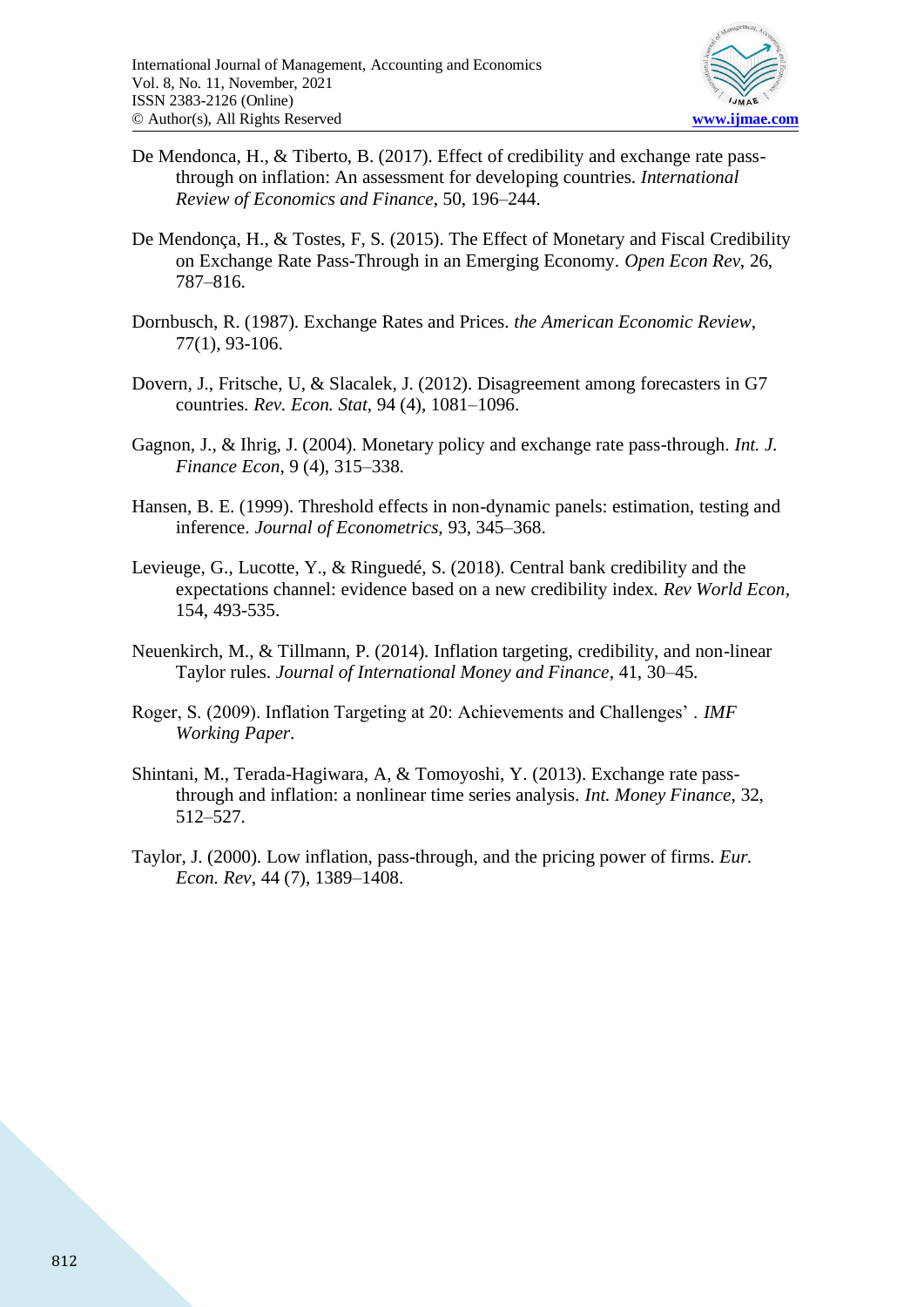De Mendonca, H., & Tiberto, B. (2017). Effect of credibility and exchange rate pass-through on inflation: An assessment for developing countries. *International Review of Economics and Finance*, 50, 196–244.

De Mendonça, H., & Tostes, F, S. (2015). The Effect of Monetary and Fiscal Credibility on Exchange Rate Pass-Through in an Emerging Economy. *Open Econ Rev*, 26, 787–816.

Dornbusch, R. (1987). Exchange Rates and Prices. *the American Economic Review*, 77(1), 93-106.

Dovern, J., Fritsche, U, & Slacalek, J. (2012). Disagreement among forecasters in G7 countries. *Rev. Econ. Stat*, 94 (4), 1081–1096.

Gagnon, J., & Ihrig, J. (2004). Monetary policy and exchange rate pass-through. *Int. J. Finance Econ*, 9 (4), 315–338.

Hansen, B. E. (1999). Threshold effects in non-dynamic panels: estimation, testing and inference. *Journal of Econometrics*, 93, 345–368.

Levieuge, G., Lucotte, Y., & Ringuedé, S. (2018). Central bank credibility and the expectations channel: evidence based on a new credibility index. *Rev World Econ*, 154, 493-535.

Neuenkirch, M., & Tillmann, P. (2014). Inflation targeting, credibility, and non-linear Taylor rules. *Journal of International Money and Finance*, 41, 30–45.

Roger, S. (2009). Inflation Targeting at 20: Achievements and Challenges' . *IMF Working Paper*.

Shintani, M., Terada-Hagiwara, A, & Tomoyoshi, Y. (2013). Exchange rate pass-through and inflation: a nonlinear time series analysis. *Int. Money Finance*, 32, 512–527.

Taylor, J. (2000). Low inflation, pass-through, and the pricing power of firms. *Eur. Econ. Rev*, 44 (7), 1389–1408.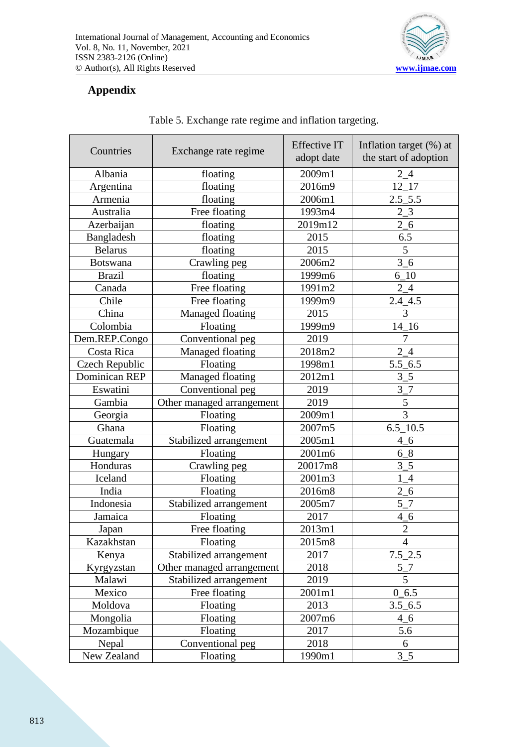## Appendix

Table 5. Exchange rate regime and inflation targeting.

| Countries | Exchange rate regime | Effective IT adopt date | Inflation target (%) at the start of adoption |
|---|---|---|---|
| Albania | floating | 2009m1 | 2_4 |
| Argentina | floating | 2016m9 | 12_17 |
| Armenia | floating | 2006m1 | 2.5_5.5 |
| Australia | Free floating | 1993m4 | 2_3 |
| Azerbaijan | floating | 2019m12 | 2_6 |
| Bangladesh | floating | 2015 | 6.5 |
| Belarus | floating | 2015 | 5 |
| Botswana | Crawling peg | 2006m2 | 3_6 |
| Brazil | floating | 1999m6 | 6_10 |
| Canada | Free floating | 1991m2 | 2_4 |
| Chile | Free floating | 1999m9 | 2.4_4.5 |
| China | Managed floating | 2015 | 3 |
| Colombia | Floating | 1999m9 | 14_16 |
| Dem.REP.Congo | Conventional peg | 2019 | 7 |
| Costa Rica | Managed floating | 2018m2 | 2_4 |
| Czech Republic | Floating | 1998m1 | 5.5_6.5 |
| Dominican REP | Managed floating | 2012m1 | 3_5 |
| Eswatini | Conventional peg | 2019 | 3_7 |
| Gambia | Other managed arrangement | 2019 | 5 |
| Georgia | Floating | 2009m1 | 3 |
| Ghana | Floating | 2007m5 | 6.5_10.5 |
| Guatemala | Stabilized arrangement | 2005m1 | 4_6 |
| Hungary | Floating | 2001m6 | 6_8 |
| Honduras | Crawling peg | 20017m8 | 3_5 |
| Iceland | Floating | 2001m3 | 1_4 |
| India | Floating | 2016m8 | 2_6 |
| Indonesia | Stabilized arrangement | 2005m7 | 5_7 |
| Jamaica | Floating | 2017 | 4_6 |
| Japan | Free floating | 2013m1 | 2 |
| Kazakhstan | Floating | 2015m8 | 4 |
| Kenya | Stabilized arrangement | 2017 | 7.5_2.5 |
| Kyrgyzstan | Other managed arrangement | 2018 | 5_7 |
| Malawi | Stabilized arrangement | 2019 | 5 |
| Mexico | Free floating | 2001m1 | 0_6.5 |
| Moldova | Floating | 2013 | 3.5_6.5 |
| Mongolia | Floating | 2007m6 | 4_6 |
| Mozambique | Floating | 2017 | 5.6 |
| Nepal | Conventional peg | 2018 | 6 |
| New Zealand | Floating | 1990m1 | 3_5 |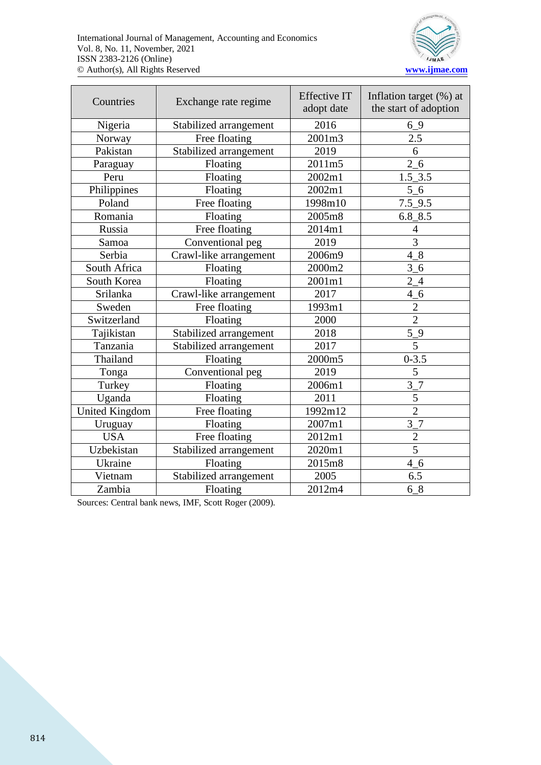| Countries | Exchange rate regime | Effective IT adopt date | Inflation target (%) at the start of adoption |
|---|---|---|---|
| Nigeria | Stabilized arrangement | 2016 | 6_9 |
| Norway | Free floating | 2001m3 | 2.5 |
| Pakistan | Stabilized arrangement | 2019 | 6 |
| Paraguay | Floating | 2011m5 | 2_6 |
| Peru | Floating | 2002m1 | 1.5_3.5 |
| Philippines | Floating | 2002m1 | 5_6 |
| Poland | Free floating | 1998m10 | 7.5_9.5 |
| Romania | Floating | 2005m8 | 6.8_8.5 |
| Russia | Free floating | 2014m1 | 4 |
| Samoa | Conventional peg | 2019 | 3 |
| Serbia | Crawl-like arrangement | 2006m9 | 4_8 |
| South Africa | Floating | 2000m2 | 3_6 |
| South Korea | Floating | 2001m1 | 2_4 |
| Srilanka | Crawl-like arrangement | 2017 | 4_6 |
| Sweden | Free floating | 1993m1 | 2 |
| Switzerland | Floating | 2000 | 2 |
| Tajikistan | Stabilized arrangement | 2018 | 5_9 |
| Tanzania | Stabilized arrangement | 2017 | 5 |
| Thailand | Floating | 2000m5 | 0-3.5 |
| Tonga | Conventional peg | 2019 | 5 |
| Turkey | Floating | 2006m1 | 3_7 |
| Uganda | Floating | 2011 | 5 |
| United Kingdom | Free floating | 1992m12 | 2 |
| Uruguay | Floating | 2007m1 | 3_7 |
| USA | Free floating | 2012m1 | 2 |
| Uzbekistan | Stabilized arrangement | 2020m1 | 5 |
| Ukraine | Floating | 2015m8 | 4_6 |
| Vietnam | Stabilized arrangement | 2005 | 6.5 |
| Zambia | Floating | 2012m4 | 6_8 |

Sources: Central bank news, IMF, Scott Roger (2009).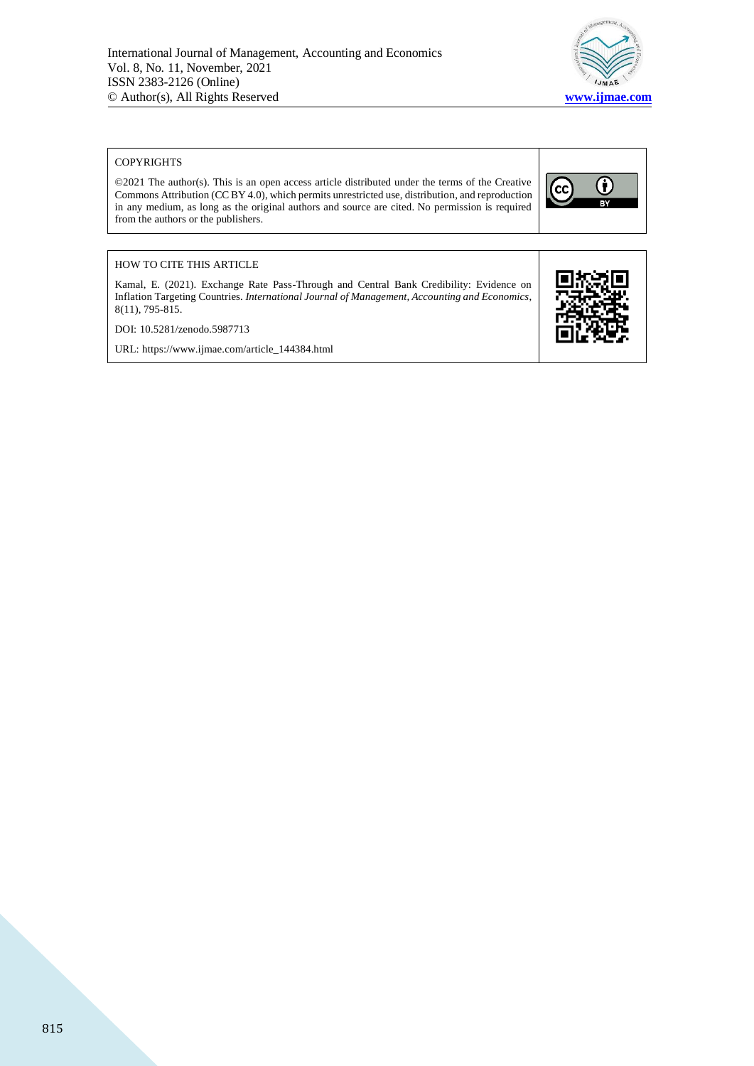COPYRIGHTS

©2021 The author(s). This is an open access article distributed under the terms of the Creative Commons Attribution (CC BY 4.0), which permits unrestricted use, distribution, and reproduction in any medium, as long as the original authors and source are cited. No permission is required from the authors or the publishers.

HOW TO CITE THIS ARTICLE

Kamal, E. (2021). Exchange Rate Pass-Through and Central Bank Credibility: Evidence on Inflation Targeting Countries. *International Journal of Management, Accounting and Economics*, 8(11), 795-815.

DOI: 10.5281/zenodo.5987713

URL: https://www.ijmae.com/article_144384.html